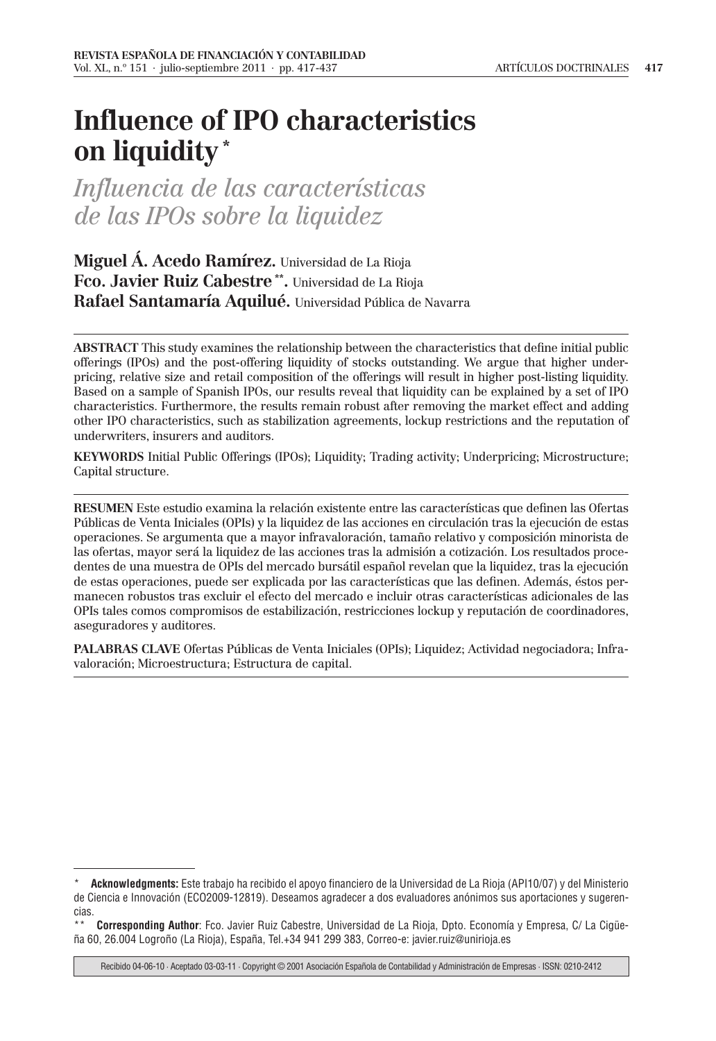# Influence of IPO characteristics on liquidity [*]

## *Influencia de las características de las IPOs sobre la liquidez*

**Miguel Á. Acedo Ramírez.** Universidad de La Rioja
**Fco. Javier Ruiz Cabestre [**].** Universidad de La Rioja
**Rafael Santamaría Aquilué.** Universidad Pública de Navarra

---

**ABSTRACT** This study examines the relationship between the characteristics that define initial public offerings (IPOs) and the post-offering liquidity of stocks outstanding. We argue that higher underpricing, relative size and retail composition of the offerings will result in higher post-listing liquidity. Based on a sample of Spanish IPOs, our results reveal that liquidity can be explained by a set of IPO characteristics. Furthermore, the results remain robust after removing the market effect and adding other IPO characteristics, such as stabilization agreements, lockup restrictions and the reputation of underwriters, insurers and auditors.

**KEYWORDS** Initial Public Offerings (IPOs); Liquidity; Trading activity; Underpricing; Microstructure; Capital structure.

---

**RESUMEN** Este estudio examina la relación existente entre las características que definen las Ofertas Públicas de Venta Iniciales (OPIs) y la liquidez de las acciones en circulación tras la ejecución de estas operaciones. Se argumenta que a mayor infravaloración, tamaño relativo y composición minorista de las ofertas, mayor será la liquidez de las acciones tras la admisión a cotización. Los resultados procedentes de una muestra de OPIs del mercado bursátil español revelan que la liquidez, tras la ejecución de estas operaciones, puede ser explicada por las características que las definen. Además, éstos permanecen robustos tras excluir el efecto del mercado e incluir otras características adicionales de las OPIs tales como compromisos de estabilización, restricciones lockup y reputación de coordinadores, aseguradores y auditores.

**PALABRAS CLAVE** Ofertas Públicas de Venta Iniciales (OPIs); Liquidez; Actividad negociadora; Infravaloración; Microestructura; Estructura de capital.

---

[*] **Acknowledgments:** Este trabajo ha recibido el apoyo financiero de la Universidad de La Rioja (API10/07) y del Ministerio de Ciencia e Innovación (ECO2009-12819). Deseamos agradecer a dos evaluadores anónimos sus aportaciones y sugerencias.

[**] **Corresponding Author**: Fco. Javier Ruiz Cabestre, Universidad de La Rioja, Dpto. Economía y Empresa, C/ La Cigüeña 60, 26.004 Logroño (La Rioja), España, Tel.+34 941 299 383, Correo-e: javier.ruiz@unirioja.es

Recibido 04-06-10 · Aceptado 03-03-11 · Copyright © 2001 Asociación Española de Contabilidad y Administración de Empresas · ISSN: 0210-2412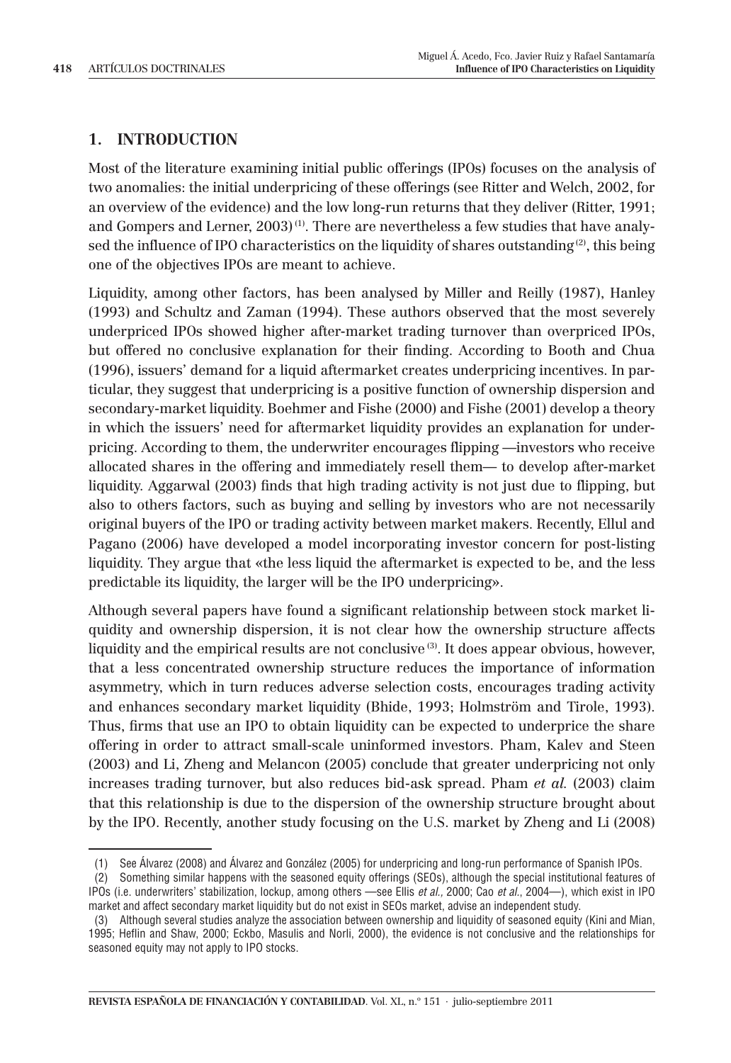## 1. INTRODUCTION

Most of the literature examining initial public offerings (IPOs) focuses on the analysis of two anomalies: the initial underpricing of these offerings (see Ritter and Welch, 2002, for an overview of the evidence) and the low long-run returns that they deliver (Ritter, 1991; and Gompers and Lerner, 2003)[(1)]. There are nevertheless a few studies that have analysed the influence of IPO characteristics on the liquidity of shares outstanding[(2)], this being one of the objectives IPOs are meant to achieve.

Liquidity, among other factors, has been analysed by Miller and Reilly (1987), Hanley (1993) and Schultz and Zaman (1994). These authors observed that the most severely underpriced IPOs showed higher after-market trading turnover than overpriced IPOs, but offered no conclusive explanation for their finding. According to Booth and Chua (1996), issuers' demand for a liquid aftermarket creates underpricing incentives. In particular, they suggest that underpricing is a positive function of ownership dispersion and secondary-market liquidity. Boehmer and Fishe (2000) and Fishe (2001) develop a theory in which the issuers' need for aftermarket liquidity provides an explanation for underpricing. According to them, the underwriter encourages flipping —investors who receive allocated shares in the offering and immediately resell them— to develop after-market liquidity. Aggarwal (2003) finds that high trading activity is not just due to flipping, but also to others factors, such as buying and selling by investors who are not necessarily original buyers of the IPO or trading activity between market makers. Recently, Ellul and Pagano (2006) have developed a model incorporating investor concern for post-listing liquidity. They argue that «the less liquid the aftermarket is expected to be, and the less predictable its liquidity, the larger will be the IPO underpricing».

Although several papers have found a significant relationship between stock market liquidity and ownership dispersion, it is not clear how the ownership structure affects liquidity and the empirical results are not conclusive[(3)]. It does appear obvious, however, that a less concentrated ownership structure reduces the importance of information asymmetry, which in turn reduces adverse selection costs, encourages trading activity and enhances secondary market liquidity (Bhide, 1993; Holmström and Tirole, 1993). Thus, firms that use an IPO to obtain liquidity can be expected to underprice the share offering in order to attract small-scale uninformed investors. Pham, Kalev and Steen (2003) and Li, Zheng and Melancon (2005) conclude that greater underpricing not only increases trading turnover, but also reduces bid-ask spread. Pham *et al.* (2003) claim that this relationship is due to the dispersion of the ownership structure brought about by the IPO. Recently, another study focusing on the U.S. market by Zheng and Li (2008)

---

(1) See Álvarez (2008) and Álvarez and González (2005) for underpricing and long-run performance of Spanish IPOs.

(2) Something similar happens with the seasoned equity offerings (SEOs), although the special institutional features of IPOs (i.e. underwriters' stabilization, lockup, among others —see Ellis *et al.,* 2000; Cao *et al.*, 2004—), which exist in IPO market and affect secondary market liquidity but do not exist in SEOs market, advise an independent study.

(3) Although several studies analyze the association between ownership and liquidity of seasoned equity (Kini and Mian, 1995; Heflin and Shaw, 2000; Eckbo, Masulis and Norli, 2000), the evidence is not conclusive and the relationships for seasoned equity may not apply to IPO stocks.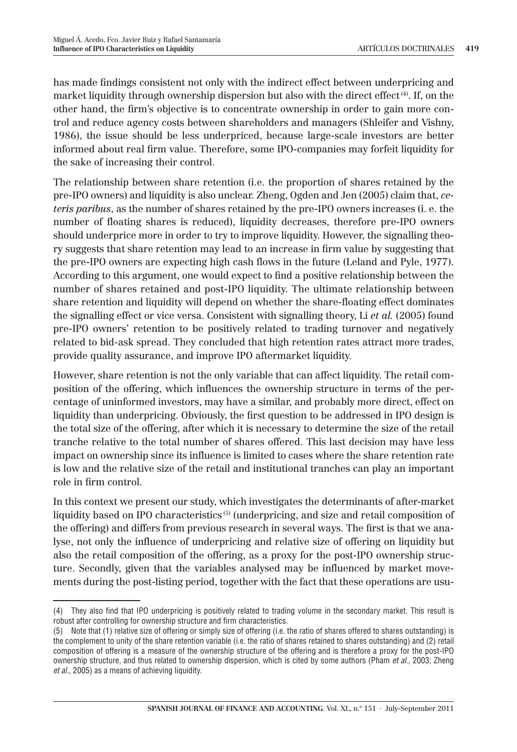has made findings consistent not only with the indirect effect between underpricing and market liquidity through ownership dispersion but also with the direct effect [4]. If, on the other hand, the firm's objective is to concentrate ownership in order to gain more control and reduce agency costs between shareholders and managers (Shleifer and Vishny, 1986), the issue should be less underpriced, because large-scale investors are better informed about real firm value. Therefore, some IPO-companies may forfeit liquidity for the sake of increasing their control.

The relationship between share retention (i.e. the proportion of shares retained by the pre-IPO owners) and liquidity is also unclear. Zheng, Ogden and Jen (2005) claim that, *ceteris paribus*, as the number of shares retained by the pre-IPO owners increases (i. e. the number of floating shares is reduced), liquidity decreases, therefore pre-IPO owners should underprice more in order to try to improve liquidity. However, the signalling theory suggests that share retention may lead to an increase in firm value by suggesting that the pre-IPO owners are expecting high cash flows in the future (Leland and Pyle, 1977). According to this argument, one would expect to find a positive relationship between the number of shares retained and post-IPO liquidity. The ultimate relationship between share retention and liquidity will depend on whether the share-floating effect dominates the signalling effect or vice versa. Consistent with signalling theory, Li *et al.* (2005) found pre-IPO owners' retention to be positively related to trading turnover and negatively related to bid-ask spread. They concluded that high retention rates attract more trades, provide quality assurance, and improve IPO aftermarket liquidity.

However, share retention is not the only variable that can affect liquidity. The retail composition of the offering, which influences the ownership structure in terms of the percentage of uninformed investors, may have a similar, and probably more direct, effect on liquidity than underpricing. Obviously, the first question to be addressed in IPO design is the total size of the offering, after which it is necessary to determine the size of the retail tranche relative to the total number of shares offered. This last decision may have less impact on ownership since its influence is limited to cases where the share retention rate is low and the relative size of the retail and institutional tranches can play an important role in firm control.

In this context we present our study, which investigates the determinants of after-market liquidity based on IPO characteristics [5] (underpricing, and size and retail composition of the offering) and differs from previous research in several ways. The first is that we analyse, not only the influence of underpricing and relative size of offering on liquidity but also the retail composition of the offering, as a proxy for the post-IPO ownership structure. Secondly, given that the variables analysed may be influenced by market movements during the post-listing period, together with the fact that these operations are usu-

(4) They also find that IPO underpricing is positively related to trading volume in the secondary market. This result is robust after controlling for ownership structure and firm characteristics.

(5) Note that (1) relative size of offering or simply size of offering (i.e. the ratio of shares offered to shares outstanding) is the complement to unity of the share retention variable (i.e. the ratio of shares retained to shares outstanding) and (2) retail composition of offering is a measure of the ownership structure of the offering and is therefore a proxy for the post-IPO ownership structure, and thus related to ownership dispersion, which is cited by some authors (Pham *et al.*, 2003; Zheng *et al.*, 2005) as a means of achieving liquidity.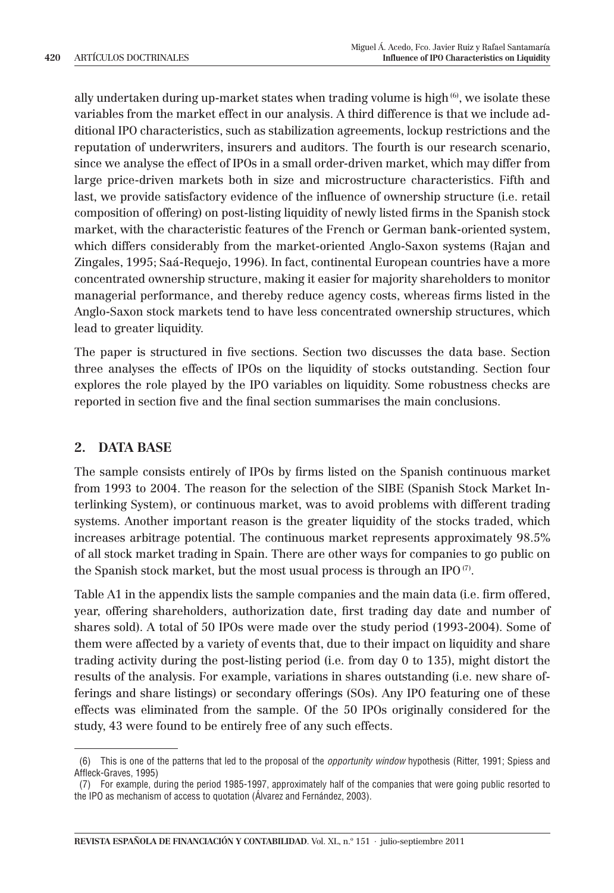ally undertaken during up-market states when trading volume is high [6], we isolate these variables from the market effect in our analysis. A third difference is that we include additional IPO characteristics, such as stabilization agreements, lockup restrictions and the reputation of underwriters, insurers and auditors. The fourth is our research scenario, since we analyse the effect of IPOs in a small order-driven market, which may differ from large price-driven markets both in size and microstructure characteristics. Fifth and last, we provide satisfactory evidence of the influence of ownership structure (i.e. retail composition of offering) on post-listing liquidity of newly listed firms in the Spanish stock market, with the characteristic features of the French or German bank-oriented system, which differs considerably from the market-oriented Anglo-Saxon systems (Rajan and Zingales, 1995; Saá-Requejo, 1996). In fact, continental European countries have a more concentrated ownership structure, making it easier for majority shareholders to monitor managerial performance, and thereby reduce agency costs, whereas firms listed in the Anglo-Saxon stock markets tend to have less concentrated ownership structures, which lead to greater liquidity.

The paper is structured in five sections. Section two discusses the data base. Section three analyses the effects of IPOs on the liquidity of stocks outstanding. Section four explores the role played by the IPO variables on liquidity. Some robustness checks are reported in section five and the final section summarises the main conclusions.

## 2. DATA BASE

The sample consists entirely of IPOs by firms listed on the Spanish continuous market from 1993 to 2004. The reason for the selection of the SIBE (Spanish Stock Market Interlinking System), or continuous market, was to avoid problems with different trading systems. Another important reason is the greater liquidity of the stocks traded, which increases arbitrage potential. The continuous market represents approximately 98.5% of all stock market trading in Spain. There are other ways for companies to go public on the Spanish stock market, but the most usual process is through an IPO [7].

Table A1 in the appendix lists the sample companies and the main data (i.e. firm offered, year, offering shareholders, authorization date, first trading day date and number of shares sold). A total of 50 IPOs were made over the study period (1993-2004). Some of them were affected by a variety of events that, due to their impact on liquidity and share trading activity during the post-listing period (i.e. from day 0 to 135), might distort the results of the analysis. For example, variations in shares outstanding (i.e. new share offerings and share listings) or secondary offerings (SOs). Any IPO featuring one of these effects was eliminated from the sample. Of the 50 IPOs originally considered for the study, 43 were found to be entirely free of any such effects.

---

(6) This is one of the patterns that led to the proposal of the *opportunity window* hypothesis (Ritter, 1991; Spiess and Affleck-Graves, 1995)

(7) For example, during the period 1985-1997, approximately half of the companies that were going public resorted to the IPO as mechanism of access to quotation (Álvarez and Fernández, 2003).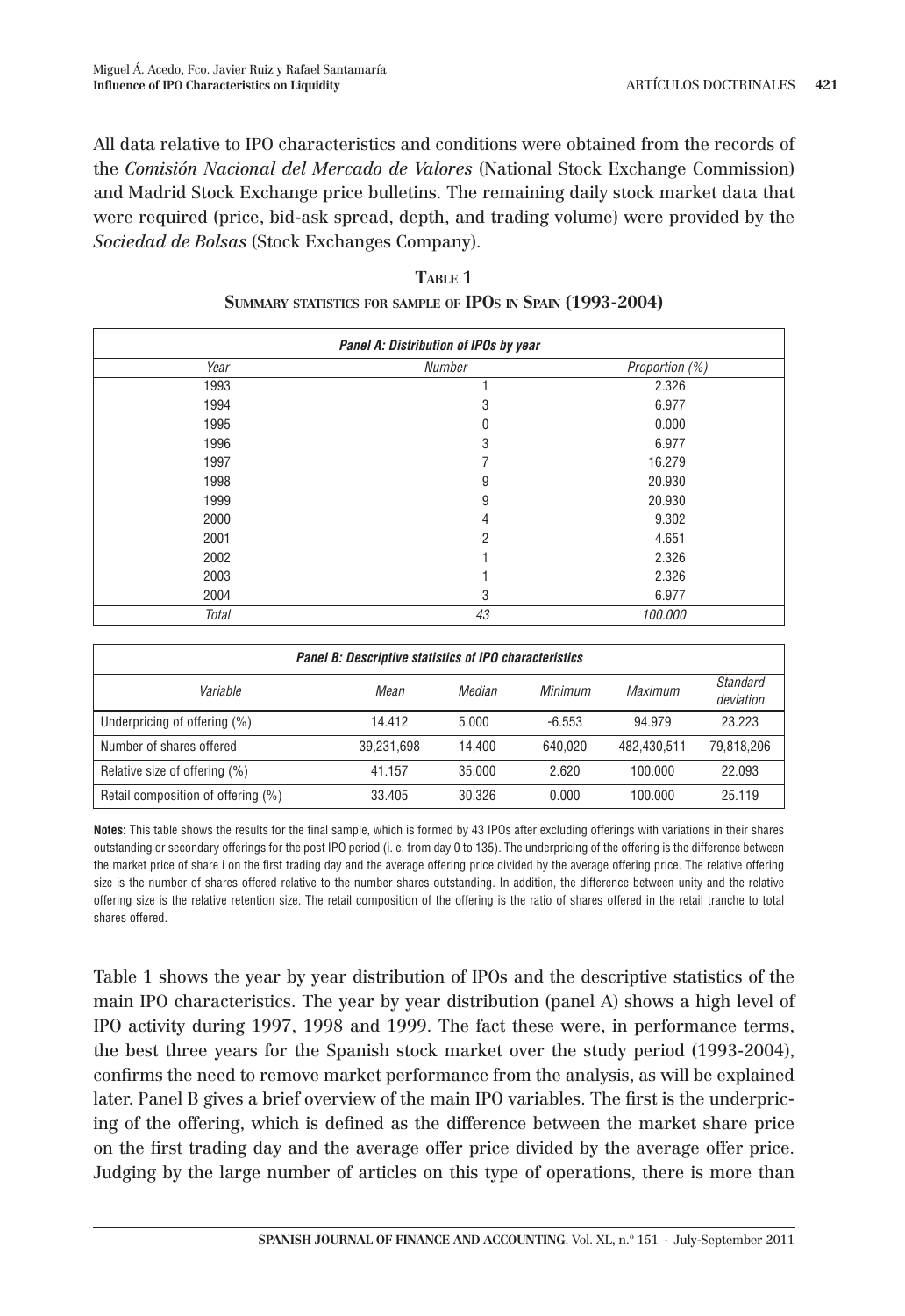All data relative to IPO characteristics and conditions were obtained from the records of the *Comisión Nacional del Mercado de Valores* (National Stock Exchange Commission) and Madrid Stock Exchange price bulletins. The remaining daily stock market data that were required (price, bid-ask spread, depth, and trading volume) were provided by the *Sociedad de Bolsas* (Stock Exchanges Company).

**Table 1**
**Summary statistics for sample of IPOs in Spain (1993-2004)**

| *Panel A: Distribution of IPOs by year* | | |
|---|---|---|
| *Year* | *Number* | *Proportion (%)* |
| 1993 | 1 | 2.326 |
| 1994 | 3 | 6.977 |
| 1995 | 0 | 0.000 |
| 1996 | 3 | 6.977 |
| 1997 | 7 | 16.279 |
| 1998 | 9 | 20.930 |
| 1999 | 9 | 20.930 |
| 2000 | 4 | 9.302 |
| 2001 | 2 | 4.651 |
| 2002 | 1 | 2.326 |
| 2003 | 1 | 2.326 |
| 2004 | 3 | 6.977 |
| *Total* | *43* | *100.000* |

| *Panel B: Descriptive statistics of IPO characteristics* | | | | | |
|---|---|---|---|---|---|
| *Variable* | *Mean* | *Median* | *Minimum* | *Maximum* | *Standard deviation* |
| Underpricing of offering (%) | 14.412 | 5.000 | -6.553 | 94.979 | 23.223 |
| Number of shares offered | 39,231,698 | 14,400 | 640,020 | 482,430,511 | 79,818,206 |
| Relative size of offering (%) | 41.157 | 35.000 | 2.620 | 100.000 | 22.093 |
| Retail composition of offering (%) | 33.405 | 30.326 | 0.000 | 100.000 | 25.119 |

**Notes:** This table shows the results for the final sample, which is formed by 43 IPOs after excluding offerings with variations in their shares outstanding or secondary offerings for the post IPO period (i. e. from day 0 to 135). The underpricing of the offering is the difference between the market price of share i on the first trading day and the average offering price divided by the average offering price. The relative offering size is the number of shares offered relative to the number shares outstanding. In addition, the difference between unity and the relative offering size is the relative retention size. The retail composition of the offering is the ratio of shares offered in the retail tranche to total shares offered.

Table 1 shows the year by year distribution of IPOs and the descriptive statistics of the main IPO characteristics. The year by year distribution (panel A) shows a high level of IPO activity during 1997, 1998 and 1999. The fact these were, in performance terms, the best three years for the Spanish stock market over the study period (1993-2004), confirms the need to remove market performance from the analysis, as will be explained later. Panel B gives a brief overview of the main IPO variables. The first is the underpricing of the offering, which is defined as the difference between the market share price on the first trading day and the average offer price divided by the average offer price. Judging by the large number of articles on this type of operations, there is more than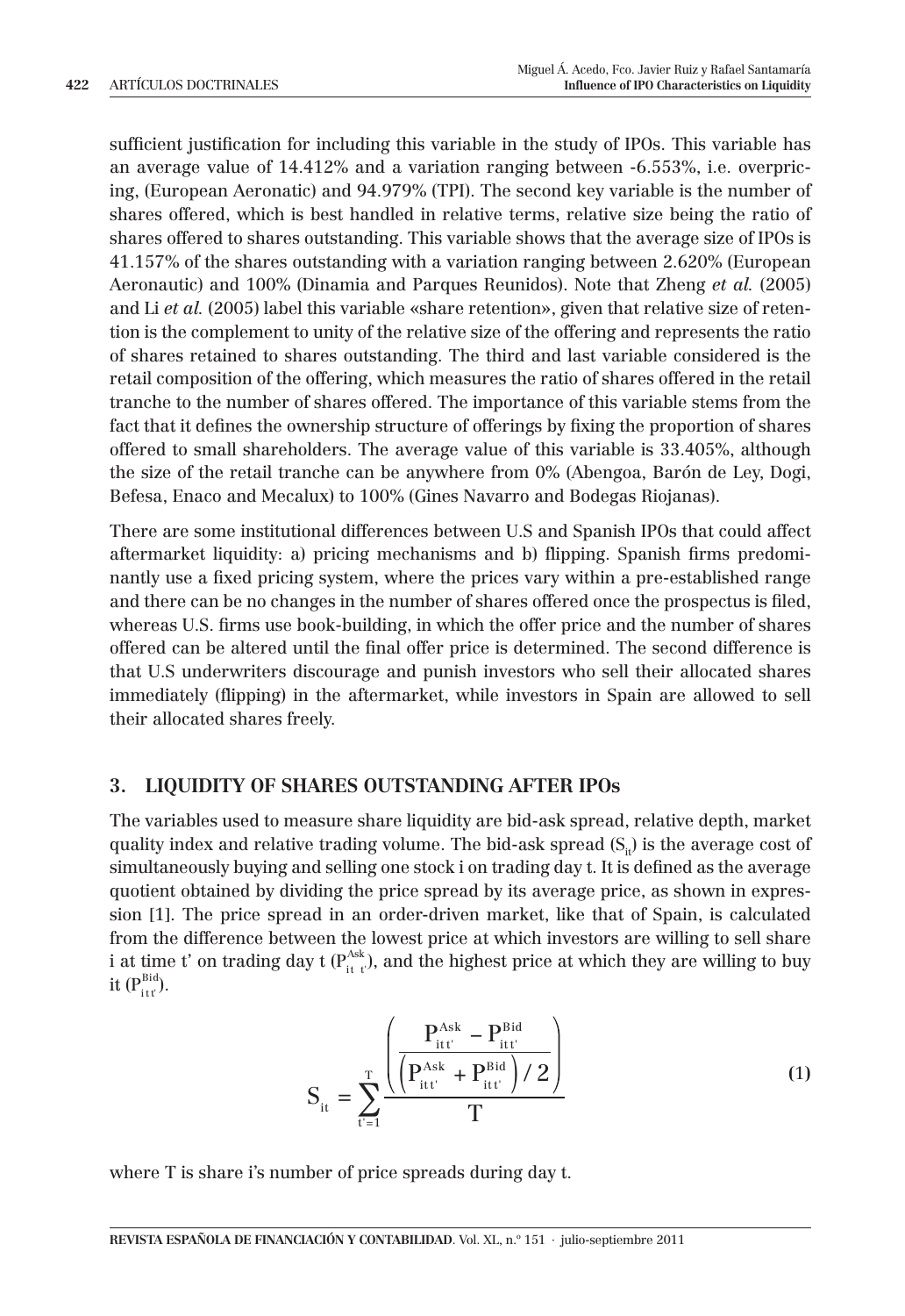sufficient justification for including this variable in the study of IPOs. This variable has an average value of 14.412% and a variation ranging between -6.553%, i.e. overpricing, (European Aeronatic) and 94.979% (TPI). The second key variable is the number of shares offered, which is best handled in relative terms, relative size being the ratio of shares offered to shares outstanding. This variable shows that the average size of IPOs is 41.157% of the shares outstanding with a variation ranging between 2.620% (European Aeronautic) and 100% (Dinamia and Parques Reunidos). Note that Zheng *et al.* (2005) and Li *et al.* (2005) label this variable «share retention», given that relative size of retention is the complement to unity of the relative size of the offering and represents the ratio of shares retained to shares outstanding. The third and last variable considered is the retail composition of the offering, which measures the ratio of shares offered in the retail tranche to the number of shares offered. The importance of this variable stems from the fact that it defines the ownership structure of offerings by fixing the proportion of shares offered to small shareholders. The average value of this variable is 33.405%, although the size of the retail tranche can be anywhere from 0% (Abengoa, Barón de Ley, Dogi, Befesa, Enaco and Mecalux) to 100% (Gines Navarro and Bodegas Riojanas).

There are some institutional differences between U.S and Spanish IPOs that could affect aftermarket liquidity: a) pricing mechanisms and b) flipping. Spanish firms predominantly use a fixed pricing system, where the prices vary within a pre-established range and there can be no changes in the number of shares offered once the prospectus is filed, whereas U.S. firms use book-building, in which the offer price and the number of shares offered can be altered until the final offer price is determined. The second difference is that U.S underwriters discourage and punish investors who sell their allocated shares immediately (flipping) in the aftermarket, while investors in Spain are allowed to sell their allocated shares freely.

## 3. LIQUIDITY OF SHARES OUTSTANDING AFTER IPOs

The variables used to measure share liquidity are bid-ask spread, relative depth, market quality index and relative trading volume. The bid-ask spread ($S_{it}$) is the average cost of simultaneously buying and selling one stock i on trading day t. It is defined as the average quotient obtained by dividing the price spread by its average price, as shown in expression [1]. The price spread in an order-driven market, like that of Spain, is calculated from the difference between the lowest price at which investors are willing to sell share i at time t' on trading day t ($P^{Ask}_{itt'}$), and the highest price at which they are willing to buy it ($P^{Bid}_{itt'}$).

$$S_{it} = \sum_{t'=1}^{T} \frac{\left( \dfrac{P^{Ask}_{itt'} - P^{Bid}_{itt'}}{\left(P^{Ask}_{itt'} + P^{Bid}_{itt'}\right)/2} \right)}{T} \tag{1}$$

where T is share i's number of price spreads during day t.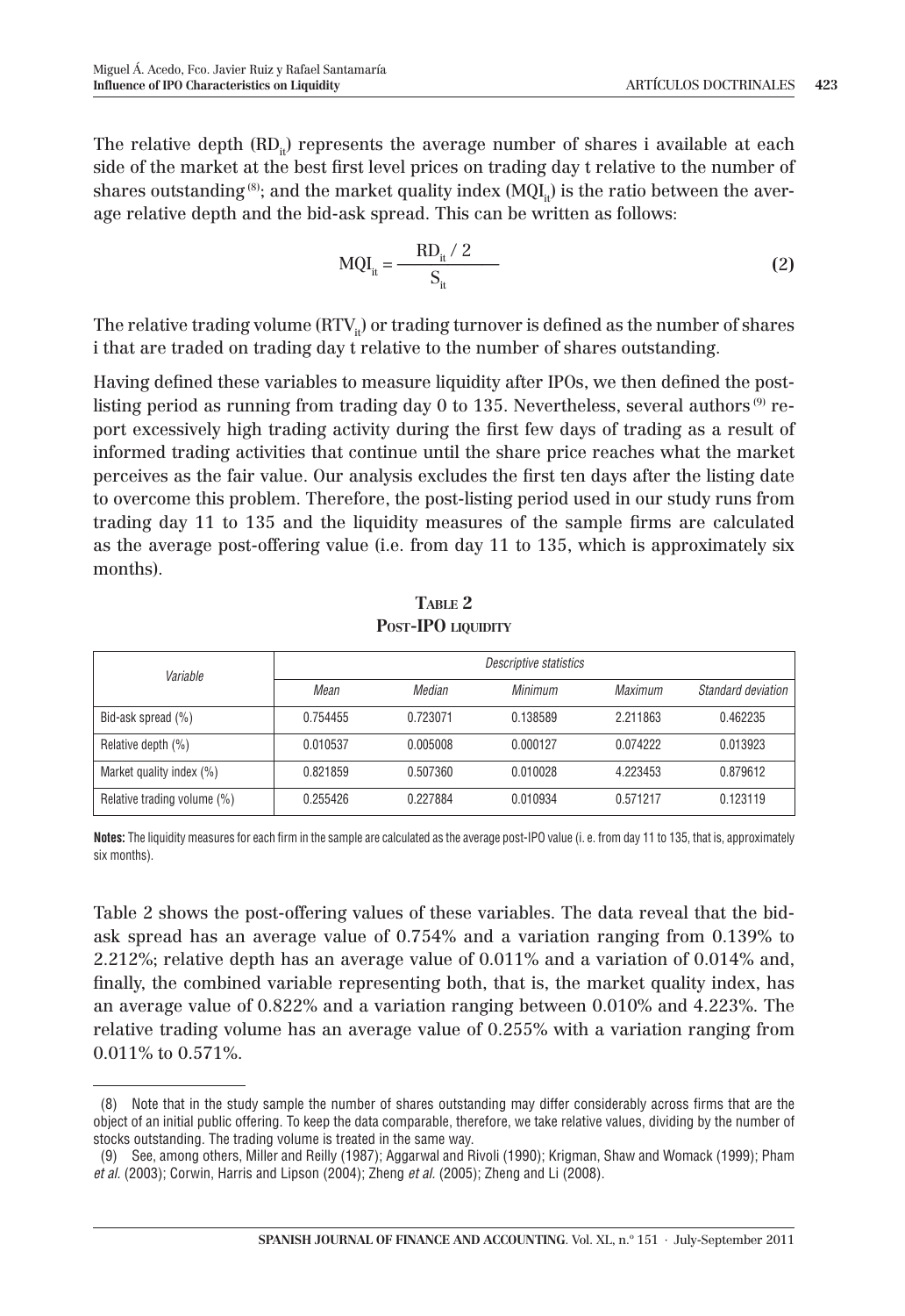The relative depth ($RD_{it}$) represents the average number of shares i available at each side of the market at the best first level prices on trading day t relative to the number of shares outstanding [8]; and the market quality index ($MQI_{it}$) is the ratio between the average relative depth and the bid-ask spread. This can be written as follows:

$$MQI_{it} = \frac{RD_{it} / 2}{S_{it}} \tag{2}$$

The relative trading volume ($RTV_{it}$) or trading turnover is defined as the number of shares i that are traded on trading day t relative to the number of shares outstanding.

Having defined these variables to measure liquidity after IPOs, we then defined the post-listing period as running from trading day 0 to 135. Nevertheless, several authors [9] report excessively high trading activity during the first few days of trading as a result of informed trading activities that continue until the share price reaches what the market perceives as the fair value. Our analysis excludes the first ten days after the listing date to overcome this problem. Therefore, the post-listing period used in our study runs from trading day 11 to 135 and the liquidity measures of the sample firms are calculated as the average post-offering value (i.e. from day 11 to 135, which is approximately six months).

**TABLE 2**
**POST-IPO LIQUIDITY**

| *Variable* | *Descriptive statistics* | | | | |
|---|---|---|---|---|---|
| | *Mean* | *Median* | *Minimum* | *Maximum* | *Standard deviation* |
| Bid-ask spread (%) | 0.754455 | 0.723071 | 0.138589 | 2.211863 | 0.462235 |
| Relative depth (%) | 0.010537 | 0.005008 | 0.000127 | 0.074222 | 0.013923 |
| Market quality index (%) | 0.821859 | 0.507360 | 0.010028 | 4.223453 | 0.879612 |
| Relative trading volume (%) | 0.255426 | 0.227884 | 0.010934 | 0.571217 | 0.123119 |

**Notes:** The liquidity measures for each firm in the sample are calculated as the average post-IPO value (i. e. from day 11 to 135, that is, approximately six months).

Table 2 shows the post-offering values of these variables. The data reveal that the bid-ask spread has an average value of 0.754% and a variation ranging from 0.139% to 2.212%; relative depth has an average value of 0.011% and a variation of 0.014% and, finally, the combined variable representing both, that is, the market quality index, has an average value of 0.822% and a variation ranging between 0.010% and 4.223%. The relative trading volume has an average value of 0.255% with a variation ranging from 0.011% to 0.571%.

(8) Note that in the study sample the number of shares outstanding may differ considerably across firms that are the object of an initial public offering. To keep the data comparable, therefore, we take relative values, dividing by the number of stocks outstanding. The trading volume is treated in the same way.

(9) See, among others, Miller and Reilly (1987); Aggarwal and Rivoli (1990); Krigman, Shaw and Womack (1999); Pham *et al.* (2003); Corwin, Harris and Lipson (2004); Zheng *et al.* (2005); Zheng and Li (2008).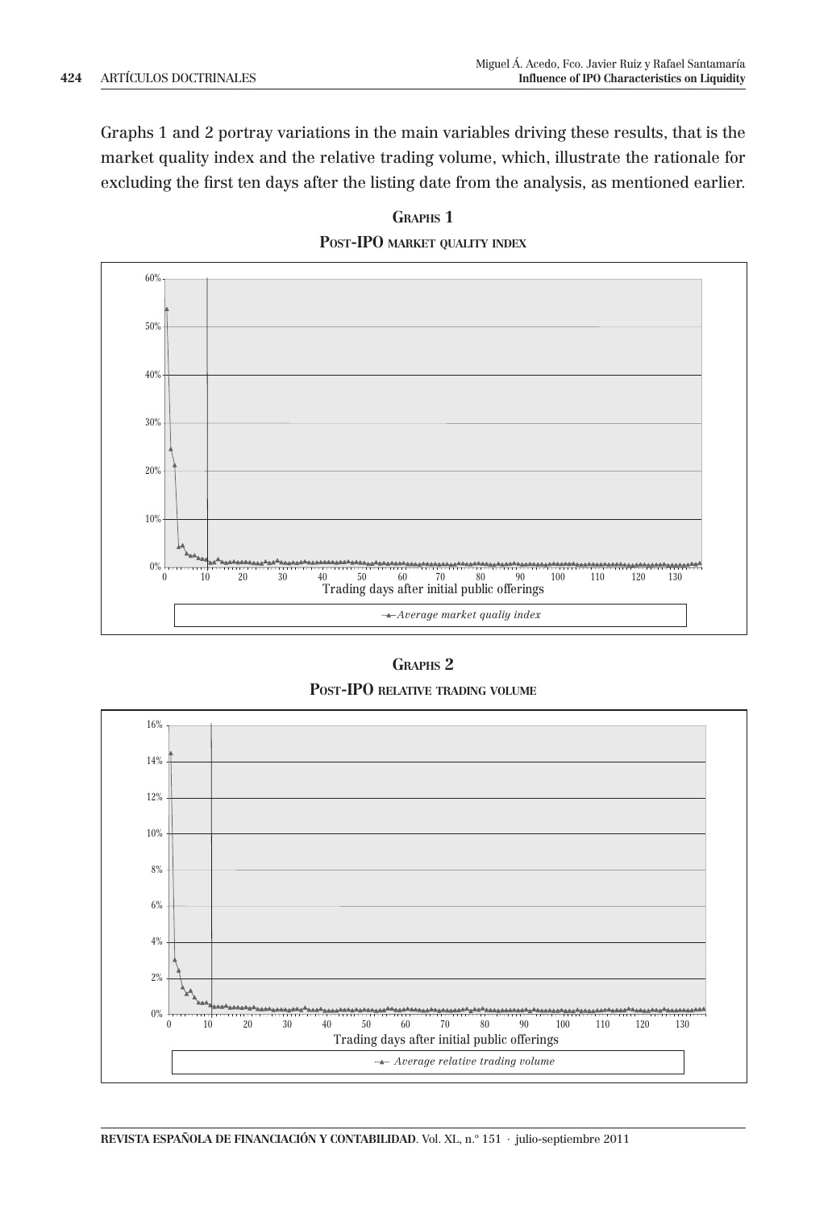Graphs 1 and 2 portray variations in the main variables driving these results, that is the market quality index and the relative trading volume, which, illustrate the rationale for excluding the first ten days after the listing date from the analysis, as mentioned earlier.

**GRAPHS 1**

**POST-IPO MARKET QUALITY INDEX**

60%
50%
40%
30%
20%
10%
0%

0 10 20 30 40 50 60 70 80 90 100 110 120 130

Trading days after initial public offerings

*Average market qualiy index*

**GRAPHS 2**

**POST-IPO RELATIVE TRADING VOLUME**

16%
14%
12%
10%
8%
6%
4%
2%
0%

0 10 20 30 40 50 60 70 80 90 100 110 120 130

Trading days after initial public offerings

*Average relative trading volume*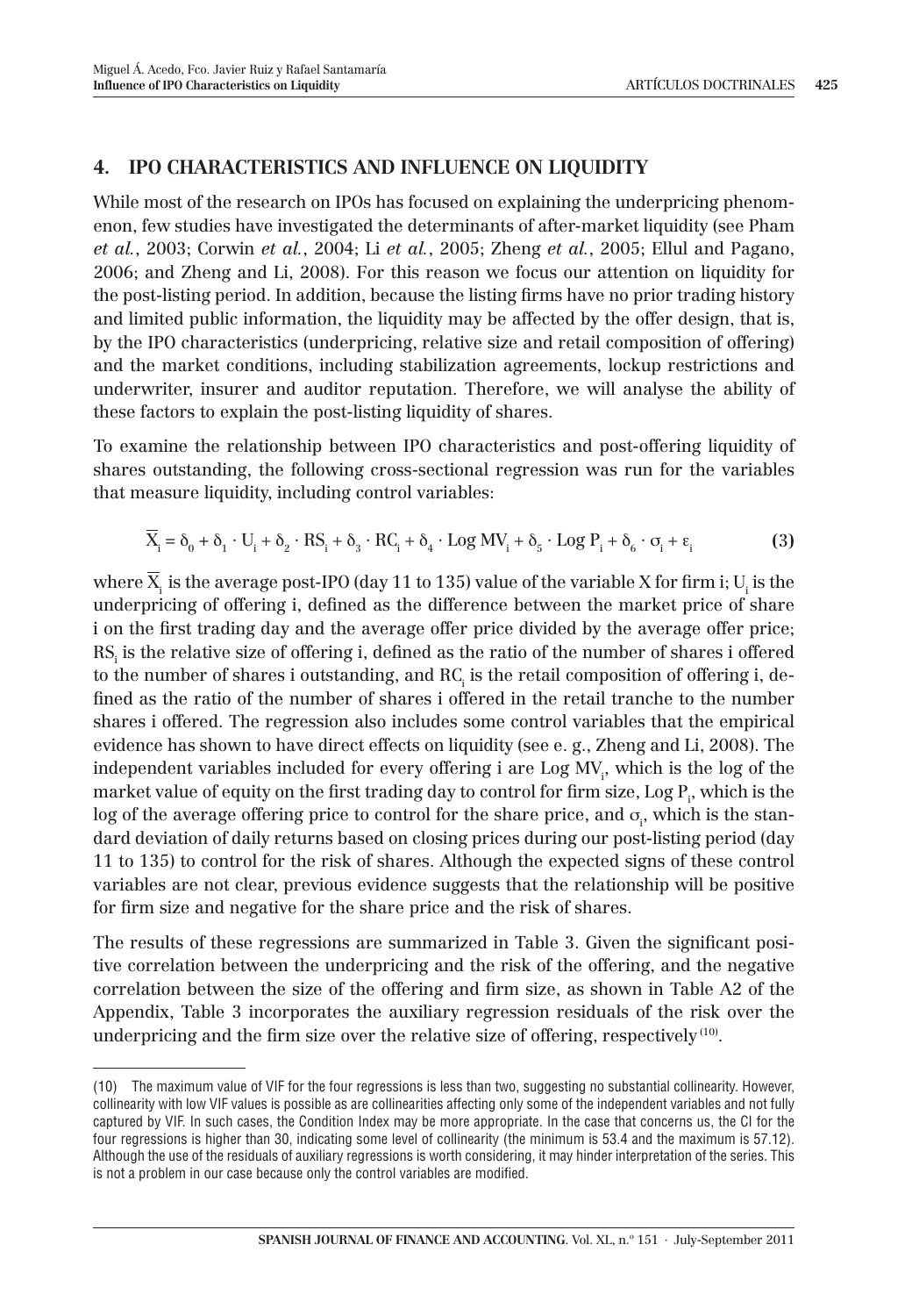## 4. IPO CHARACTERISTICS AND INFLUENCE ON LIQUIDITY

While most of the research on IPOs has focused on explaining the underpricing phenomenon, few studies have investigated the determinants of after-market liquidity (see Pham *et al.*, 2003; Corwin *et al.*, 2004; Li *et al.*, 2005; Zheng *et al.*, 2005; Ellul and Pagano, 2006; and Zheng and Li, 2008). For this reason we focus our attention on liquidity for the post-listing period. In addition, because the listing firms have no prior trading history and limited public information, the liquidity may be affected by the offer design, that is, by the IPO characteristics (underpricing, relative size and retail composition of offering) and the market conditions, including stabilization agreements, lockup restrictions and underwriter, insurer and auditor reputation. Therefore, we will analyse the ability of these factors to explain the post-listing liquidity of shares.

To examine the relationship between IPO characteristics and post-offering liquidity of shares outstanding, the following cross-sectional regression was run for the variables that measure liquidity, including control variables:

$$\overline{X}_i = \delta_0 + \delta_1 \cdot U_i + \delta_2 \cdot RS_i + \delta_3 \cdot RC_i + \delta_4 \cdot \text{Log MV}_i + \delta_5 \cdot \text{Log P}_i + \delta_6 \cdot \sigma_i + \varepsilon_i \qquad \textbf{(3)}$$

where $\overline{X}_i$ is the average post-IPO (day 11 to 135) value of the variable X for firm i; $U_i$ is the underpricing of offering i, defined as the difference between the market price of share i on the first trading day and the average offer price divided by the average offer price; $RS_i$ is the relative size of offering i, defined as the ratio of the number of shares i offered to the number of shares i outstanding, and $RC_i$ is the retail composition of offering i, defined as the ratio of the number of shares i offered in the retail tranche to the number shares i offered. The regression also includes some control variables that the empirical evidence has shown to have direct effects on liquidity (see e. g., Zheng and Li, 2008). The independent variables included for every offering i are Log $MV_i$, which is the log of the market value of equity on the first trading day to control for firm size, Log $P_i$, which is the log of the average offering price to control for the share price, and $\sigma_i$, which is the standard deviation of daily returns based on closing prices during our post-listing period (day 11 to 135) to control for the risk of shares. Although the expected signs of these control variables are not clear, previous evidence suggests that the relationship will be positive for firm size and negative for the share price and the risk of shares.

The results of these regressions are summarized in Table 3. Given the significant positive correlation between the underpricing and the risk of the offering, and the negative correlation between the size of the offering and firm size, as shown in Table A2 of the Appendix, Table 3 incorporates the auxiliary regression residuals of the risk over the underpricing and the firm size over the relative size of offering, respectively [10].

---

(10) The maximum value of VIF for the four regressions is less than two, suggesting no substantial collinearity. However, collinearity with low VIF values is possible as are collinearities affecting only some of the independent variables and not fully captured by VIF. In such cases, the Condition Index may be more appropriate. In the case that concerns us, the CI for the four regressions is higher than 30, indicating some level of collinearity (the minimum is 53.4 and the maximum is 57.12). Although the use of the residuals of auxiliary regressions is worth considering, it may hinder interpretation of the series. This is not a problem in our case because only the control variables are modified.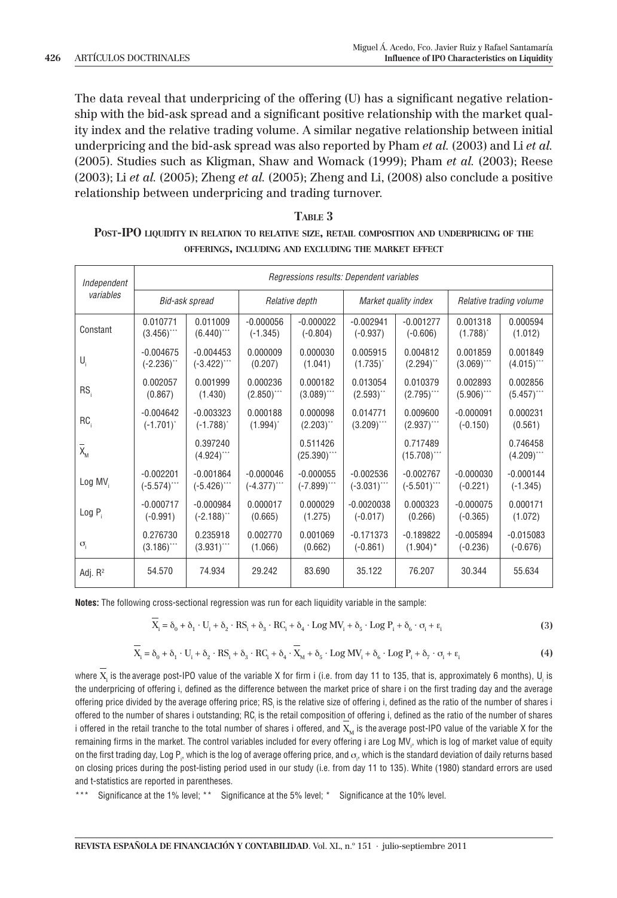The data reveal that underpricing of the offering (U) has a significant negative relationship with the bid-ask spread and a significant positive relationship with the market quality index and the relative trading volume. A similar negative relationship between initial underpricing and the bid-ask spread was also reported by Pham *et al.* (2003) and Li *et al.* (2005). Studies such as Kligman, Shaw and Womack (1999); Pham *et al.* (2003); Reese (2003); Li *et al.* (2005); Zheng *et al.* (2005); Zheng and Li, (2008) also conclude a positive relationship between underpricing and trading turnover.

**Table 3**

**Post-IPO liquidity in relation to relative size, retail composition and underpricing of the offerings, including and excluding the market effect**

| Independent variables | Regressions results: Dependent variables | | | | | | | |
|---|---|---|---|---|---|---|---|---|
| | Bid-ask spread | | Relative depth | | Market quality index | | Relative trading volume | |
| Constant | 0.010771 (3.456)*** | 0.011009 (6.440)*** | -0.000056 (-1.345) | -0.000022 (-0.804) | -0.002941 (-0.937) | -0.001277 (-0.606) | 0.001318 (1.788)* | 0.000594 (1.012) |
| $U_i$ | -0.004675 (-2.236)** | -0.004453 (-3.422)*** | 0.000009 (0.207) | 0.000030 (1.041) | 0.005915 (1.735)* | 0.004812 (2.294)** | 0.001859 (3.069)*** | 0.001849 (4.015)*** |
| $RS_i$ | 0.002057 (0.867) | 0.001999 (1.430) | 0.000236 (2.850)*** | 0.000182 (3.089)*** | 0.013054 (2.593)** | 0.010379 (2.795)*** | 0.002893 (5.906)*** | 0.002856 (5.457)*** |
| $RC_i$ | -0.004642 (-1.701)* | -0.003323 (-1.788)* | 0.000188 (1.994)* | 0.000098 (2.203)** | 0.014771 (3.209)*** | 0.009600 (2.937)*** | -0.000091 (-0.150) | 0.000231 (0.561) |
| $\overline{X}_M$ | | 0.397240 (4.924)*** | | 0.511426 (25.390)*** | | 0.717489 (15.708)*** | | 0.746458 (4.209)*** |
| Log $MV_i$ | -0.002201 (-5.574)*** | -0.001864 (-5.426)*** | -0.000046 (-4.377)*** | -0.000055 (-7.899)*** | -0.002536 (-3.031)*** | -0.002767 (-5.501)*** | -0.000030 (-0.221) | -0.000144 (-1.345) |
| Log $P_i$ | -0.000717 (-0.991) | -0.000984 (-2.188)** | 0.000017 (0.665) | 0.000029 (1.275) | -0.0020038 (-0.017) | 0.000323 (0.266) | -0.000075 (-0.365) | 0.000171 (1.072) |
| $\sigma_i$ | 0.276730 (3.186)*** | 0.235918 (3.931)*** | 0.002770 (1.066) | 0.001069 (0.662) | -0.171373 (-0.861) | -0.189822 (1.904)* | -0.005894 (-0.236) | -0.015083 (-0.676) |
| Adj. $R^2$ | 54.570 | 74.934 | 29.242 | 83.690 | 35.122 | 76.207 | 30.344 | 55.634 |

**Notes:** The following cross-sectional regression was run for each liquidity variable in the sample:

$$\overline{X}_i = \delta_0 + \delta_1 \cdot U_i + \delta_2 \cdot RS_i + \delta_3 \cdot RC_i + \delta_4 \cdot \text{Log } MV_i + \delta_5 \cdot \text{Log } P_i + \delta_6 \cdot \sigma_i + \varepsilon_i \quad \textbf{(3)}$$

$$\overline{X}_i = \delta_0 + \delta_1 \cdot U_i + \delta_2 \cdot RS_i + \delta_3 \cdot RC_i + \delta_4 \cdot \overline{X}_M + \delta_5 \cdot \text{Log } MV_i + \delta_6 \cdot \text{Log } P_i + \delta_7 \cdot \sigma_i + \varepsilon_i \quad \textbf{(4)}$$

where $\overline{X}_i$ is the average post-IPO value of the variable X for firm i (i.e. from day 11 to 135, that is, approximately 6 months), $U_i$ is the underpricing of offering i, defined as the difference between the market price of share i on the first trading day and the average offering price divided by the average offering price; $RS_i$ is the relative size of offering i, defined as the ratio of the number of shares i offered to the number of shares i outstanding; $RC_i$ is the retail composition of offering i, defined as the ratio of the number of shares i offered in the retail tranche to the total number of shares i offered, and $\overline{X}_M$ is the average post-IPO value of the variable X for the remaining firms in the market. The control variables included for every offering i are Log $MV_i$, which is log of market value of equity on the first trading day, Log $P_i$, which is the log of average offering price, and $\sigma_i$, which is the standard deviation of daily returns based on closing prices during the post-listing period used in our study (i.e. from day 11 to 135). White (1980) standard errors are used and t-statistics are reported in parentheses.

*** Significance at the 1% level; ** Significance at the 5% level; * Significance at the 10% level.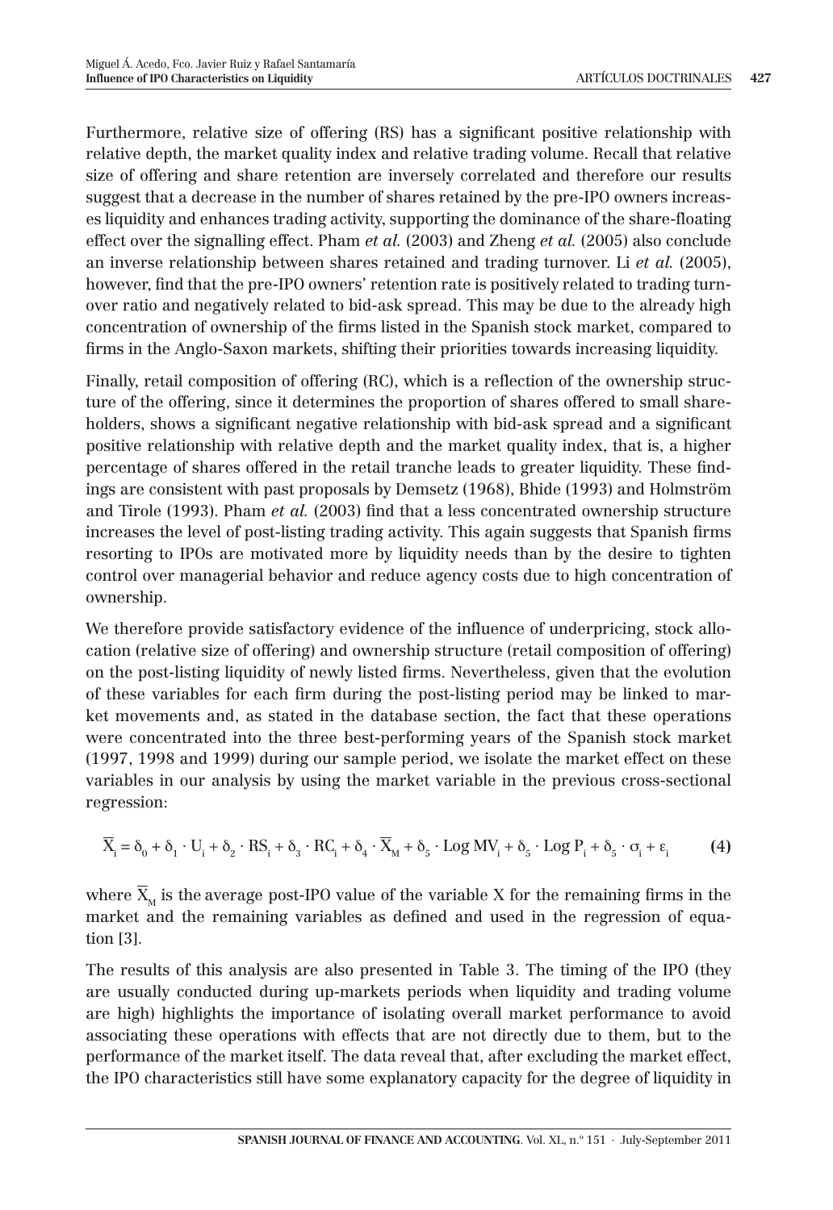Furthermore, relative size of offering (RS) has a significant positive relationship with relative depth, the market quality index and relative trading volume. Recall that relative size of offering and share retention are inversely correlated and therefore our results suggest that a decrease in the number of shares retained by the pre-IPO owners increases liquidity and enhances trading activity, supporting the dominance of the share-floating effect over the signalling effect. Pham *et al.* (2003) and Zheng *et al.* (2005) also conclude an inverse relationship between shares retained and trading turnover. Li *et al.* (2005), however, find that the pre-IPO owners' retention rate is positively related to trading turnover ratio and negatively related to bid-ask spread. This may be due to the already high concentration of ownership of the firms listed in the Spanish stock market, compared to firms in the Anglo-Saxon markets, shifting their priorities towards increasing liquidity.

Finally, retail composition of offering (RC), which is a reflection of the ownership structure of the offering, since it determines the proportion of shares offered to small shareholders, shows a significant negative relationship with bid-ask spread and a significant positive relationship with relative depth and the market quality index, that is, a higher percentage of shares offered in the retail tranche leads to greater liquidity. These findings are consistent with past proposals by Demsetz (1968), Bhide (1993) and Holmström and Tirole (1993). Pham *et al.* (2003) find that a less concentrated ownership structure increases the level of post-listing trading activity. This again suggests that Spanish firms resorting to IPOs are motivated more by liquidity needs than by the desire to tighten control over managerial behavior and reduce agency costs due to high concentration of ownership.

We therefore provide satisfactory evidence of the influence of underpricing, stock allocation (relative size of offering) and ownership structure (retail composition of offering) on the post-listing liquidity of newly listed firms. Nevertheless, given that the evolution of these variables for each firm during the post-listing period may be linked to market movements and, as stated in the database section, the fact that these operations were concentrated into the three best-performing years of the Spanish stock market (1997, 1998 and 1999) during our sample period, we isolate the market effect on these variables in our analysis by using the market variable in the previous cross-sectional regression:

$$\overline{X}_i = \delta_0 + \delta_1 \cdot U_i + \delta_2 \cdot RS_i + \delta_3 \cdot RC_i + \delta_4 \cdot \overline{X}_M + \delta_5 \cdot \text{Log MV}_i + \delta_5 \cdot \text{Log P}_i + \delta_5 \cdot \sigma_i + \varepsilon_i \qquad \textbf{(4)}$$

where $\overline{X}_M$ is the average post-IPO value of the variable X for the remaining firms in the market and the remaining variables as defined and used in the regression of equation [3].

The results of this analysis are also presented in Table 3. The timing of the IPO (they are usually conducted during up-markets periods when liquidity and trading volume are high) highlights the importance of isolating overall market performance to avoid associating these operations with effects that are not directly due to them, but to the performance of the market itself. The data reveal that, after excluding the market effect, the IPO characteristics still have some explanatory capacity for the degree of liquidity in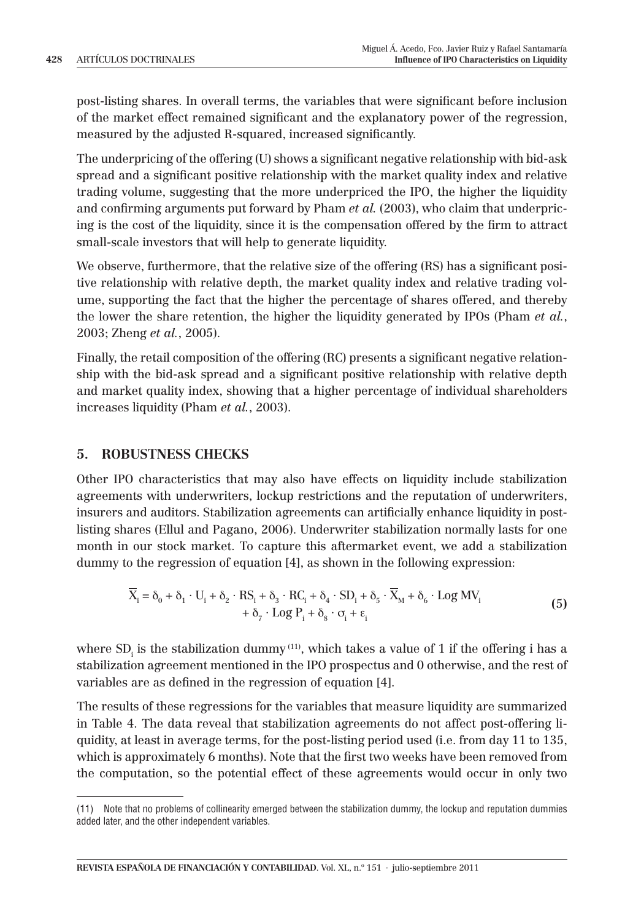post-listing shares. In overall terms, the variables that were significant before inclusion of the market effect remained significant and the explanatory power of the regression, measured by the adjusted R-squared, increased significantly.

The underpricing of the offering (U) shows a significant negative relationship with bid-ask spread and a significant positive relationship with the market quality index and relative trading volume, suggesting that the more underpriced the IPO, the higher the liquidity and confirming arguments put forward by Pham *et al.* (2003), who claim that underpricing is the cost of the liquidity, since it is the compensation offered by the firm to attract small-scale investors that will help to generate liquidity.

We observe, furthermore, that the relative size of the offering (RS) has a significant positive relationship with relative depth, the market quality index and relative trading volume, supporting the fact that the higher the percentage of shares offered, and thereby the lower the share retention, the higher the liquidity generated by IPOs (Pham *et al.*, 2003; Zheng *et al.*, 2005).

Finally, the retail composition of the offering (RC) presents a significant negative relationship with the bid-ask spread and a significant positive relationship with relative depth and market quality index, showing that a higher percentage of individual shareholders increases liquidity (Pham *et al.*, 2003).

## 5. ROBUSTNESS CHECKS

Other IPO characteristics that may also have effects on liquidity include stabilization agreements with underwriters, lockup restrictions and the reputation of underwriters, insurers and auditors. Stabilization agreements can artificially enhance liquidity in post-listing shares (Ellul and Pagano, 2006). Underwriter stabilization normally lasts for one month in our stock market. To capture this aftermarket event, we add a stabilization dummy to the regression of equation [4], as shown in the following expression:

$$\overline{X}_i = \delta_0 + \delta_1 \cdot U_i + \delta_2 \cdot RS_i + \delta_3 \cdot RC_i + \delta_4 \cdot SD_i + \delta_5 \cdot \overline{X}_M + \delta_6 \cdot \text{Log MV}_i + \delta_7 \cdot \text{Log P}_i + \delta_8 \cdot \sigma_i + \varepsilon_i \qquad (5)$$

where $SD_i$ is the stabilization dummy [11], which takes a value of 1 if the offering i has a stabilization agreement mentioned in the IPO prospectus and 0 otherwise, and the rest of variables are as defined in the regression of equation [4].

The results of these regressions for the variables that measure liquidity are summarized in Table 4. The data reveal that stabilization agreements do not affect post-offering liquidity, at least in average terms, for the post-listing period used (i.e. from day 11 to 135, which is approximately 6 months). Note that the first two weeks have been removed from the computation, so the potential effect of these agreements would occur in only two

(11) Note that no problems of collinearity emerged between the stabilization dummy, the lockup and reputation dummies added later, and the other independent variables.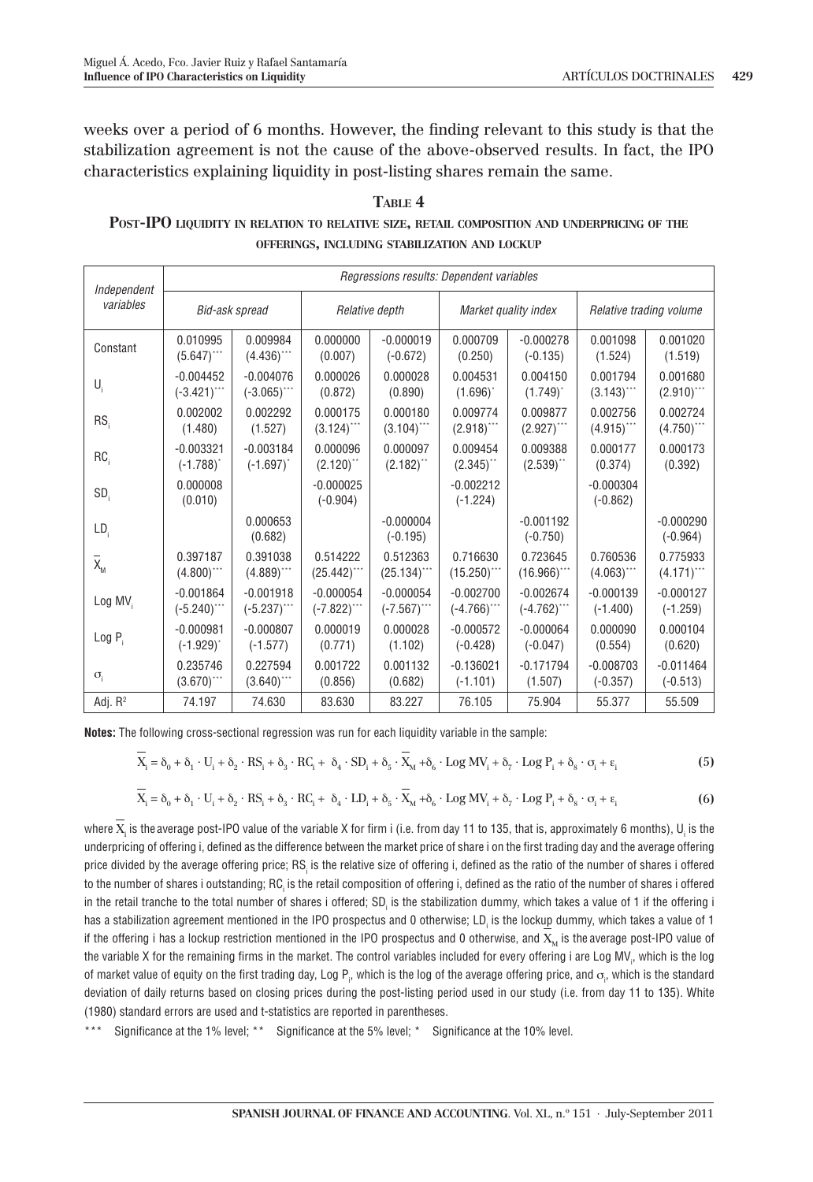weeks over a period of 6 months. However, the finding relevant to this study is that the stabilization agreement is not the cause of the above-observed results. In fact, the IPO characteristics explaining liquidity in post-listing shares remain the same.

**TABLE 4**

**POST-IPO LIQUIDITY IN RELATION TO RELATIVE SIZE, RETAIL COMPOSITION AND UNDERPRICING OF THE OFFERINGS, INCLUDING STABILIZATION AND LOCKUP**

| *Independent variables* | *Regressions results: Dependent variables* | | | | | | | |
|---|---|---|---|---|---|---|---|---|
| | *Bid-ask spread* | | *Relative depth* | | *Market quality index* | | *Relative trading volume* | |
| Constant | 0.010995 (5.647)*** | 0.009984 (4.436)*** | 0.000000 (0.007) | -0.000019 (-0.672) | 0.000709 (0.250) | -0.000278 (-0.135) | 0.001098 (1.524) | 0.001020 (1.519) |
| $U_i$ | -0.004452 (-3.421)*** | -0.004076 (-3.065)*** | 0.000026 (0.872) | 0.000028 (0.890) | 0.004531 (1.696)* | 0.004150 (1.749)* | 0.001794 (3.143)*** | 0.001680 (2.910)*** |
| $RS_i$ | 0.002002 (1.480) | 0.002292 (1.527) | 0.000175 (3.124)*** | 0.000180 (3.104)*** | 0.009774 (2.918)*** | 0.009877 (2.927)*** | 0.002756 (4.915)*** | 0.002724 (4.750)*** |
| $RC_i$ | -0.003321 (-1.788)* | -0.003184 (-1.697)* | 0.000096 (2.120)** | 0.000097 (2.182)** | 0.009454 (2.345)** | 0.009388 (2.539)** | 0.000177 (0.374) | 0.000173 (0.392) |
| $SD_i$ | 0.000008 (0.010) | | -0.000025 (-0.904) | | -0.002212 (-1.224) | | -0.000304 (-0.862) | |
| $LD_i$ | | 0.000653 (0.682) | | -0.000004 (-0.195) | | -0.001192 (-0.750) | | -0.000290 (-0.964) |
| $\overline{X}_M$ | 0.397187 (4.800)*** | 0.391038 (4.889)*** | 0.514222 (25.442)*** | 0.512363 (25.134)*** | 0.716630 (15.250)*** | 0.723645 (16.966)*** | 0.760536 (4.063)*** | 0.775933 (4.171)*** |
| Log $MV_i$ | -0.001864 (-5.240)*** | -0.001918 (-5.237)*** | -0.000054 (-7.822)*** | -0.000054 (-7.567)*** | -0.002700 (-4.766)*** | -0.002674 (-4.762)*** | -0.000139 (-1.400) | -0.000127 (-1.259) |
| Log $P_i$ | -0.000981 (-1.929)* | -0.000807 (-1.577) | 0.000019 (0.771) | 0.000028 (1.102) | -0.000572 (-0.428) | -0.000064 (-0.047) | 0.000090 (0.554) | 0.000104 (0.620) |
| $\sigma_i$ | 0.235746 (3.670)*** | 0.227594 (3.640)*** | 0.001722 (0.856) | 0.001132 (0.682) | -0.136021 (-1.101) | -0.171794 (1.507) | -0.008703 (-0.357) | -0.011464 (-0.513) |
| Adj. $R^2$ | 74.197 | 74.630 | 83.630 | 83.227 | 76.105 | 75.904 | 55.377 | 55.509 |

**Notes:** The following cross-sectional regression was run for each liquidity variable in the sample:

$$\overline{X}_i = \delta_0 + \delta_1 \cdot U_i + \delta_2 \cdot RS_i + \delta_3 \cdot RC_i + \delta_4 \cdot SD_i + \delta_5 \cdot \overline{X}_M + \delta_6 \cdot \text{Log } MV_i + \delta_7 \cdot \text{Log } P_i + \delta_8 \cdot \sigma_i + \varepsilon_i \quad (5)$$

$$\overline{X}_i = \delta_0 + \delta_1 \cdot U_i + \delta_2 \cdot RS_i + \delta_3 \cdot RC_i + \delta_4 \cdot LD_i + \delta_5 \cdot \overline{X}_M + \delta_6 \cdot \text{Log } MV_i + \delta_7 \cdot \text{Log } P_i + \delta_8 \cdot \sigma_i + \varepsilon_i \quad (6)$$

where $\overline{X}_i$ is the average post-IPO value of the variable X for firm i (i.e. from day 11 to 135, that is, approximately 6 months), $U_i$ is the underpricing of offering i, defined as the difference between the market price of share i on the first trading day and the average offering price divided by the average offering price; $RS_i$ is the relative size of offering i, defined as the ratio of the number of shares i offered to the number of shares i outstanding; $RC_i$ is the retail composition of offering i, defined as the ratio of the number of shares i offered in the retail tranche to the total number of shares i offered; $SD_i$ is the stabilization dummy, which takes a value of 1 if the offering i has a stabilization agreement mentioned in the IPO prospectus and 0 otherwise; $LD_i$ is the lockup dummy, which takes a value of 1 if the offering i has a lockup restriction mentioned in the IPO prospectus and 0 otherwise, and $\overline{X}_M$ is the average post-IPO value of the variable X for the remaining firms in the market. The control variables included for every offering i are Log $MV_i$, which is the log of market value of equity on the first trading day, Log $P_i$, which is the log of the average offering price, and $\sigma_i$, which is the standard deviation of daily returns based on closing prices during the post-listing period used in our study (i.e. from day 11 to 135). White (1980) standard errors are used and t-statistics are reported in parentheses.

*** Significance at the 1% level; ** Significance at the 5% level; * Significance at the 10% level.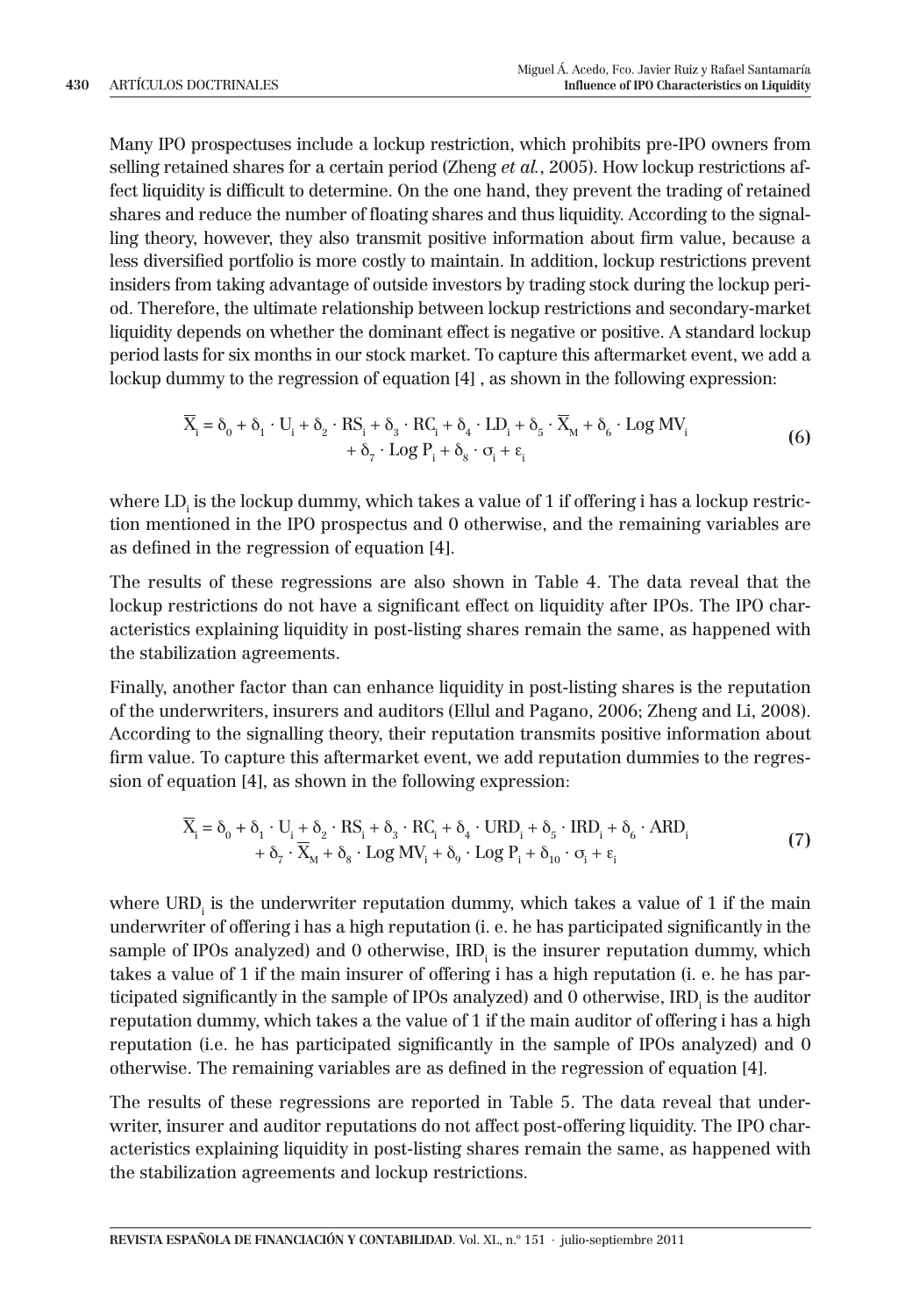Many IPO prospectuses include a lockup restriction, which prohibits pre-IPO owners from selling retained shares for a certain period (Zheng *et al.*, 2005). How lockup restrictions affect liquidity is difficult to determine. On the one hand, they prevent the trading of retained shares and reduce the number of floating shares and thus liquidity. According to the signalling theory, however, they also transmit positive information about firm value, because a less diversified portfolio is more costly to maintain. In addition, lockup restrictions prevent insiders from taking advantage of outside investors by trading stock during the lockup period. Therefore, the ultimate relationship between lockup restrictions and secondary-market liquidity depends on whether the dominant effect is negative or positive. A standard lockup period lasts for six months in our stock market. To capture this aftermarket event, we add a lockup dummy to the regression of equation [4] , as shown in the following expression:

$$\overline{X}_i = \delta_0 + \delta_1 \cdot U_i + \delta_2 \cdot RS_i + \delta_3 \cdot RC_i + \delta_4 \cdot LD_i + \delta_5 \cdot \overline{X}_M + \delta_6 \cdot \text{Log MV}_i + \delta_7 \cdot \text{Log P}_i + \delta_8 \cdot \sigma_i + \varepsilon_i \tag{6}$$

where $LD_i$ is the lockup dummy, which takes a value of 1 if offering i has a lockup restriction mentioned in the IPO prospectus and 0 otherwise, and the remaining variables are as defined in the regression of equation [4].

The results of these regressions are also shown in Table 4. The data reveal that the lockup restrictions do not have a significant effect on liquidity after IPOs. The IPO characteristics explaining liquidity in post-listing shares remain the same, as happened with the stabilization agreements.

Finally, another factor than can enhance liquidity in post-listing shares is the reputation of the underwriters, insurers and auditors (Ellul and Pagano, 2006; Zheng and Li, 2008). According to the signalling theory, their reputation transmits positive information about firm value. To capture this aftermarket event, we add reputation dummies to the regression of equation [4], as shown in the following expression:

$$\overline{X}_i = \delta_0 + \delta_1 \cdot U_i + \delta_2 \cdot RS_i + \delta_3 \cdot RC_i + \delta_4 \cdot URD_i + \delta_5 \cdot IRD_i + \delta_6 \cdot ARD_i + \delta_7 \cdot \overline{X}_M + \delta_8 \cdot \text{Log MV}_i + \delta_9 \cdot \text{Log P}_i + \delta_{10} \cdot \sigma_i + \varepsilon_i \tag{7}$$

where $URD_i$ is the underwriter reputation dummy, which takes a value of 1 if the main underwriter of offering i has a high reputation (i. e. he has participated significantly in the sample of IPOs analyzed) and 0 otherwise, $IRD_i$ is the insurer reputation dummy, which takes a value of 1 if the main insurer of offering i has a high reputation (i. e. he has participated significantly in the sample of IPOs analyzed) and 0 otherwise, $IRD_i$ is the auditor reputation dummy, which takes a the value of 1 if the main auditor of offering i has a high reputation (i.e. he has participated significantly in the sample of IPOs analyzed) and 0 otherwise. The remaining variables are as defined in the regression of equation [4].

The results of these regressions are reported in Table 5. The data reveal that underwriter, insurer and auditor reputations do not affect post-offering liquidity. The IPO characteristics explaining liquidity in post-listing shares remain the same, as happened with the stabilization agreements and lockup restrictions.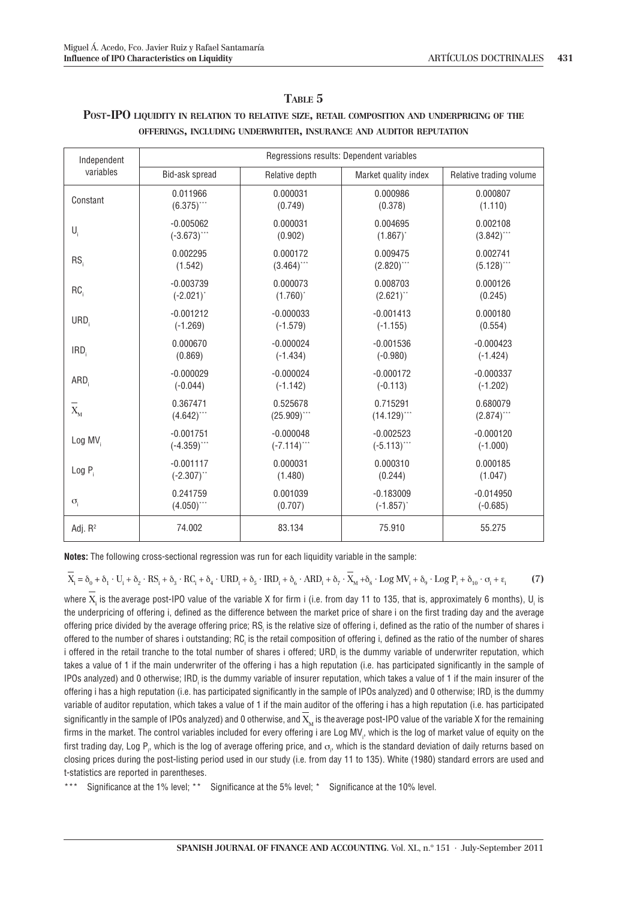## Table 5

### Post-IPO liquidity in relation to relative size, retail composition and underpricing of the offerings, including underwriter, insurance and auditor reputation

| Independent variables | Regressions results: Dependent variables | | | |
|---|---|---|---|---|
| | Bid-ask spread | Relative depth | Market quality index | Relative trading volume |
| Constant | 0.011966 (6.375)*** | 0.000031 (0.749) | 0.000986 (0.378) | 0.000807 (1.110) |
| $U_i$ | -0.005062 (-3.673)*** | 0.000031 (0.902) | 0.004695 (1.867)* | 0.002108 (3.842)*** |
| $RS_i$ | 0.002295 (1.542) | 0.000172 (3.464)*** | 0.009475 (2.820)*** | 0.002741 (5.128)*** |
| $RC_i$ | -0.003739 (-2.021)* | 0.000073 (1.760)* | 0.008703 (2.621)** | 0.000126 (0.245) |
| $URD_i$ | -0.001212 (-1.269) | -0.000033 (-1.579) | -0.001413 (-1.155) | 0.000180 (0.554) |
| $IRD_i$ | 0.000670 (0.869) | -0.000024 (-1.434) | -0.001536 (-0.980) | -0.000423 (-1.424) |
| $ARD_i$ | -0.000029 (-0.044) | -0.000024 (-1.142) | -0.000172 (-0.113) | -0.000337 (-1.202) |
| $\overline{X}_M$ | 0.367471 (4.642)*** | 0.525678 (25.909)*** | 0.715291 (14.129)*** | 0.680079 (2.874)*** |
| Log $MV_i$ | -0.001751 (-4.359)*** | -0.000048 (-7.114)*** | -0.002523 (-5.113)*** | -0.000120 (-1.000) |
| Log $P_i$ | -0.001117 (-2.307)** | 0.000031 (1.480) | 0.000310 (0.244) | 0.000185 (1.047) |
| $\sigma_i$ | 0.241759 (4.050)*** | 0.001039 (0.707) | -0.183009 (-1.857)* | -0.014950 (-0.685) |
| Adj. $R^2$ | 74.002 | 83.134 | 75.910 | 55.275 |

**Notes:** The following cross-sectional regression was run for each liquidity variable in the sample:

$$\overline{X}_i = \delta_0 + \delta_1 \cdot U_i + \delta_2 \cdot RS_i + \delta_3 \cdot RC_i + \delta_4 \cdot URD_i + \delta_5 \cdot IRD_i + \delta_6 \cdot ARD_i + \delta_7 \cdot \overline{X}_M + \delta_8 \cdot \text{Log } MV_i + \delta_9 \cdot \text{Log } P_i + \delta_{10} \cdot \sigma_i + \varepsilon_i \tag{7}$$

where $\overline{X}_i$ is the average post-IPO value of the variable X for firm i (i.e. from day 11 to 135, that is, approximately 6 months), $U_i$ is the underpricing of offering i, defined as the difference between the market price of share i on the first trading day and the average offering price divided by the average offering price; $RS_i$ is the relative size of offering i, defined as the ratio of the number of shares i offered to the number of shares i outstanding; $RC_i$ is the retail composition of offering i, defined as the ratio of the number of shares i offered in the retail tranche to the total number of shares i offered; $URD_i$ is the dummy variable of underwriter reputation, which takes a value of 1 if the main underwriter of the offering i has a high reputation (i.e. has participated significantly in the sample of IPOs analyzed) and 0 otherwise; $IRD_i$ is the dummy variable of insurer reputation, which takes a value of 1 if the main insurer of the offering i has a high reputation (i.e. has participated significantly in the sample of IPOs analyzed) and 0 otherwise; $IRD_i$ is the dummy variable of auditor reputation, which takes a value of 1 if the main auditor of the offering i has a high reputation (i.e. has participated significantly in the sample of IPOs analyzed) and 0 otherwise, and $\overline{X}_M$ is the average post-IPO value of the variable X for the remaining firms in the market. The control variables included for every offering i are Log $MV_i$, which is the log of market value of equity on the first trading day, Log $P_i$, which is the log of average offering price, and $\sigma_i$, which is the standard deviation of daily returns based on closing prices during the post-listing period used in our study (i.e. from day 11 to 135). White (1980) standard errors are used and t-statistics are reported in parentheses.

*** Significance at the 1% level; ** Significance at the 5% level; * Significance at the 10% level.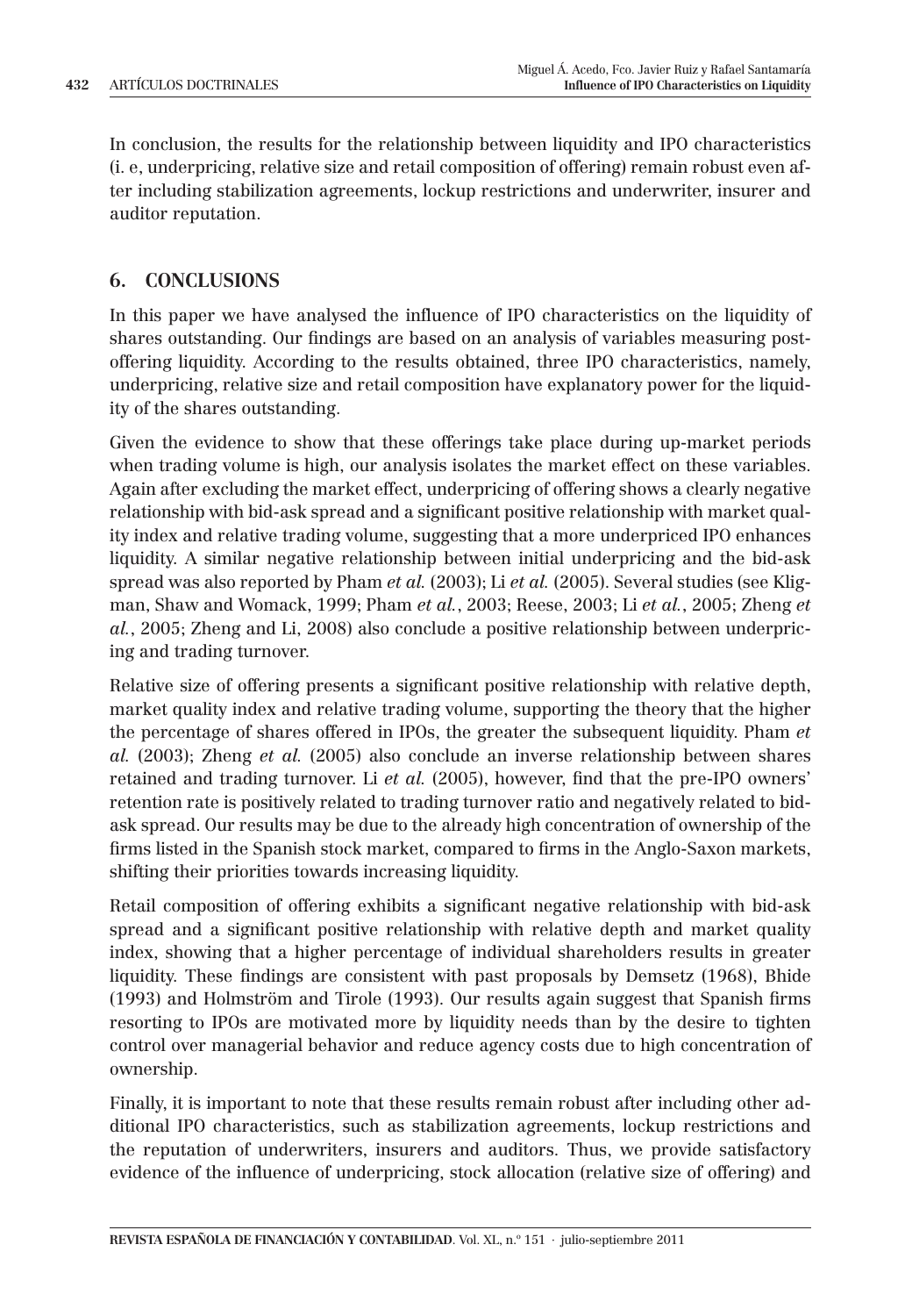In conclusion, the results for the relationship between liquidity and IPO characteristics (i. e, underpricing, relative size and retail composition of offering) remain robust even after including stabilization agreements, lockup restrictions and underwriter, insurer and auditor reputation.

## 6. CONCLUSIONS

In this paper we have analysed the influence of IPO characteristics on the liquidity of shares outstanding. Our findings are based on an analysis of variables measuring post-offering liquidity. According to the results obtained, three IPO characteristics, namely, underpricing, relative size and retail composition have explanatory power for the liquidity of the shares outstanding.

Given the evidence to show that these offerings take place during up-market periods when trading volume is high, our analysis isolates the market effect on these variables. Again after excluding the market effect, underpricing of offering shows a clearly negative relationship with bid-ask spread and a significant positive relationship with market quality index and relative trading volume, suggesting that a more underpriced IPO enhances liquidity. A similar negative relationship between initial underpricing and the bid-ask spread was also reported by Pham *et al.* (2003); Li *et al.* (2005). Several studies (see Kligman, Shaw and Womack, 1999; Pham *et al.*, 2003; Reese, 2003; Li *et al.*, 2005; Zheng *et al.*, 2005; Zheng and Li, 2008) also conclude a positive relationship between underpricing and trading turnover.

Relative size of offering presents a significant positive relationship with relative depth, market quality index and relative trading volume, supporting the theory that the higher the percentage of shares offered in IPOs, the greater the subsequent liquidity. Pham *et al.* (2003); Zheng *et al.* (2005) also conclude an inverse relationship between shares retained and trading turnover. Li *et al.* (2005), however, find that the pre-IPO owners' retention rate is positively related to trading turnover ratio and negatively related to bid-ask spread. Our results may be due to the already high concentration of ownership of the firms listed in the Spanish stock market, compared to firms in the Anglo-Saxon markets, shifting their priorities towards increasing liquidity.

Retail composition of offering exhibits a significant negative relationship with bid-ask spread and a significant positive relationship with relative depth and market quality index, showing that a higher percentage of individual shareholders results in greater liquidity. These findings are consistent with past proposals by Demsetz (1968), Bhide (1993) and Holmström and Tirole (1993). Our results again suggest that Spanish firms resorting to IPOs are motivated more by liquidity needs than by the desire to tighten control over managerial behavior and reduce agency costs due to high concentration of ownership.

Finally, it is important to note that these results remain robust after including other additional IPO characteristics, such as stabilization agreements, lockup restrictions and the reputation of underwriters, insurers and auditors. Thus, we provide satisfactory evidence of the influence of underpricing, stock allocation (relative size of offering) and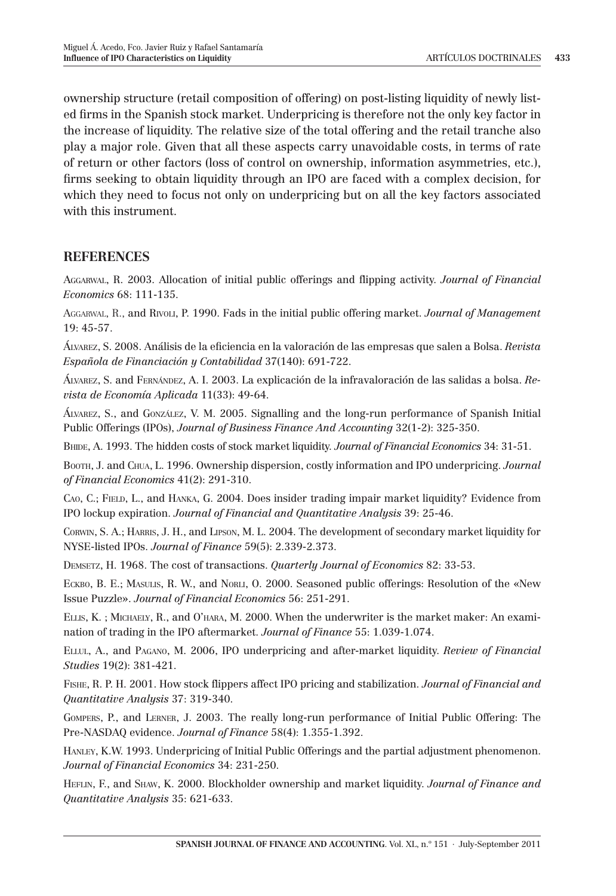ownership structure (retail composition of offering) on post-listing liquidity of newly listed firms in the Spanish stock market. Underpricing is therefore not the only key factor in the increase of liquidity. The relative size of the total offering and the retail tranche also play a major role. Given that all these aspects carry unavoidable costs, in terms of rate of return or other factors (loss of control on ownership, information asymmetries, etc.), firms seeking to obtain liquidity through an IPO are faced with a complex decision, for which they need to focus not only on underpricing but on all the key factors associated with this instrument.

## REFERENCES

Aggarwal, R. 2003. Allocation of initial public offerings and flipping activity. *Journal of Financial Economics* 68: 111-135.

Aggarwal, R., and Rivoli, P. 1990. Fads in the initial public offering market. *Journal of Management* 19: 45-57.

Álvarez, S. 2008. Análisis de la eficiencia en la valoración de las empresas que salen a Bolsa. *Revista Española de Financiación y Contabilidad* 37(140): 691-722.

Álvarez, S. and Fernández, A. I. 2003. La explicación de la infravaloración de las salidas a bolsa. *Revista de Economía Aplicada* 11(33): 49-64.

Álvarez, S., and González, V. M. 2005. Signalling and the long-run performance of Spanish Initial Public Offerings (IPOs), *Journal of Business Finance And Accounting* 32(1-2): 325-350.

Bhide, A. 1993. The hidden costs of stock market liquidity. *Journal of Financial Economics* 34: 31-51.

Booth, J. and Chua, L. 1996. Ownership dispersion, costly information and IPO underpricing. *Journal of Financial Economics* 41(2): 291-310.

Cao, C.; Field, L., and Hanka, G. 2004. Does insider trading impair market liquidity? Evidence from IPO lockup expiration. *Journal of Financial and Quantitative Analysis* 39: 25-46.

Corwin, S. A.; Harris, J. H., and Lipson, M. L. 2004. The development of secondary market liquidity for NYSE-listed IPOs. *Journal of Finance* 59(5): 2.339-2.373.

Demsetz, H. 1968. The cost of transactions. *Quarterly Journal of Economics* 82: 33-53.

Eckbo, B. E.; Masulis, R. W., and Norli, O. 2000. Seasoned public offerings: Resolution of the «New Issue Puzzle». *Journal of Financial Economics* 56: 251-291.

Ellis, K. ; Michaely, R., and O'hara, M. 2000. When the underwriter is the market maker: An examination of trading in the IPO aftermarket. *Journal of Finance* 55: 1.039-1.074.

Ellul, A., and Pagano, M. 2006, IPO underpricing and after-market liquidity. *Review of Financial Studies* 19(2): 381-421.

Fishe, R. P. H. 2001. How stock flippers affect IPO pricing and stabilization. *Journal of Financial and Quantitative Analysis* 37: 319-340.

Gompers, P., and Lerner, J. 2003. The really long-run performance of Initial Public Offering: The Pre-NASDAQ evidence. *Journal of Finance* 58(4): 1.355-1.392.

Hanley, K.W. 1993. Underpricing of Initial Public Offerings and the partial adjustment phenomenon. *Journal of Financial Economics* 34: 231-250.

Heflin, F., and Shaw, K. 2000. Blockholder ownership and market liquidity. *Journal of Finance and Quantitative Analysis* 35: 621-633.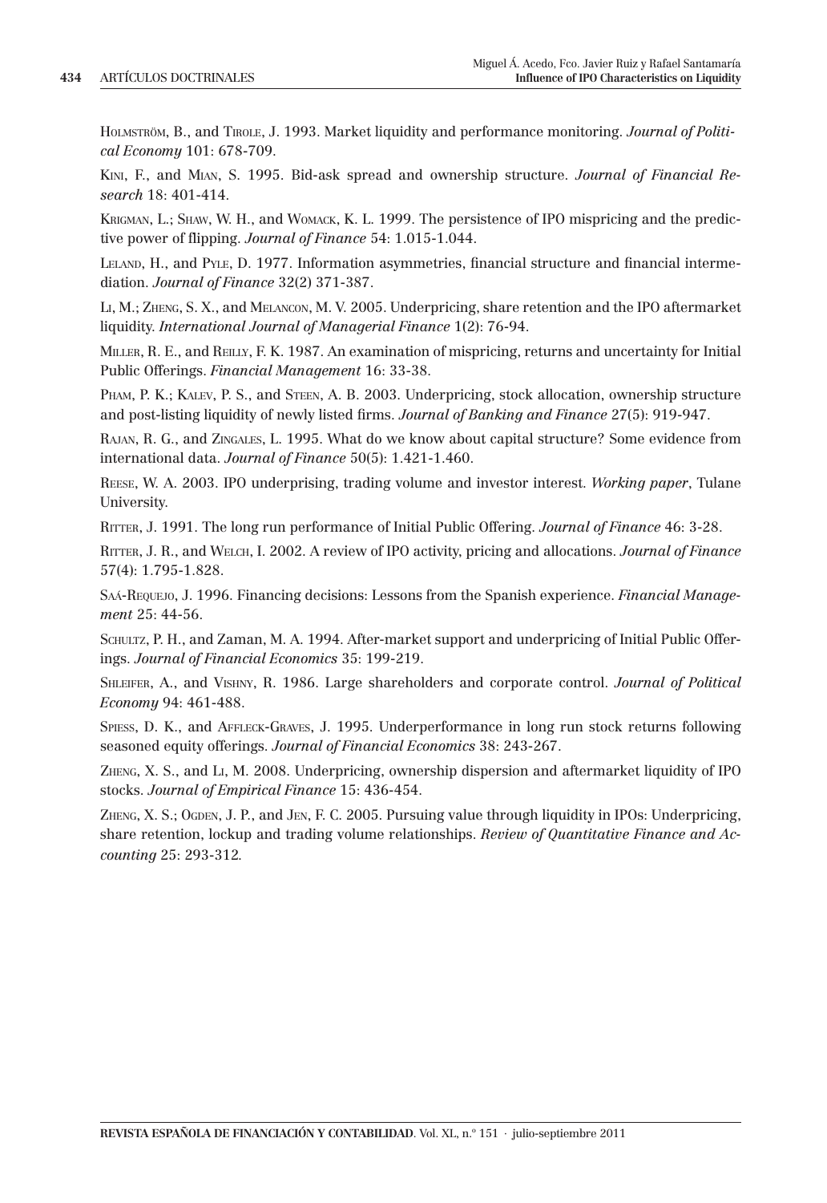Holmström, B., and Tirole, J. 1993. Market liquidity and performance monitoring. *Journal of Political Economy* 101: 678-709.

Kini, F., and Mian, S. 1995. Bid-ask spread and ownership structure. *Journal of Financial Research* 18: 401-414.

Krigman, L.; Shaw, W. H., and Womack, K. L. 1999. The persistence of IPO mispricing and the predictive power of flipping. *Journal of Finance* 54: 1.015-1.044.

Leland, H., and Pyle, D. 1977. Information asymmetries, financial structure and financial intermediation. *Journal of Finance* 32(2) 371-387.

Li, M.; Zheng, S. X., and Melancon, M. V. 2005. Underpricing, share retention and the IPO aftermarket liquidity. *International Journal of Managerial Finance* 1(2): 76-94.

Miller, R. E., and Reilly, F. K. 1987. An examination of mispricing, returns and uncertainty for Initial Public Offerings. *Financial Management* 16: 33-38.

Pham, P. K.; Kalev, P. S., and Steen, A. B. 2003. Underpricing, stock allocation, ownership structure and post-listing liquidity of newly listed firms. *Journal of Banking and Finance* 27(5): 919-947.

Rajan, R. G., and Zingales, L. 1995. What do we know about capital structure? Some evidence from international data. *Journal of Finance* 50(5): 1.421-1.460.

Reese, W. A. 2003. IPO underprising, trading volume and investor interest. *Working paper*, Tulane University.

Ritter, J. 1991. The long run performance of Initial Public Offering. *Journal of Finance* 46: 3-28.

Ritter, J. R., and Welch, I. 2002. A review of IPO activity, pricing and allocations. *Journal of Finance* 57(4): 1.795-1.828.

Saá-Requejo, J. 1996. Financing decisions: Lessons from the Spanish experience. *Financial Management* 25: 44-56.

Schultz, P. H., and Zaman, M. A. 1994. After-market support and underpricing of Initial Public Offerings. *Journal of Financial Economics* 35: 199-219.

Shleifer, A., and Vishny, R. 1986. Large shareholders and corporate control. *Journal of Political Economy* 94: 461-488.

Spiess, D. K., and Affleck-Graves, J. 1995. Underperformance in long run stock returns following seasoned equity offerings. *Journal of Financial Economics* 38: 243-267.

Zheng, X. S., and Li, M. 2008. Underpricing, ownership dispersion and aftermarket liquidity of IPO stocks. *Journal of Empirical Finance* 15: 436-454.

Zheng, X. S.; Ogden, J. P., and Jen, F. C. 2005. Pursuing value through liquidity in IPOs: Underpricing, share retention, lockup and trading volume relationships. *Review of Quantitative Finance and Accounting* 25: 293-312.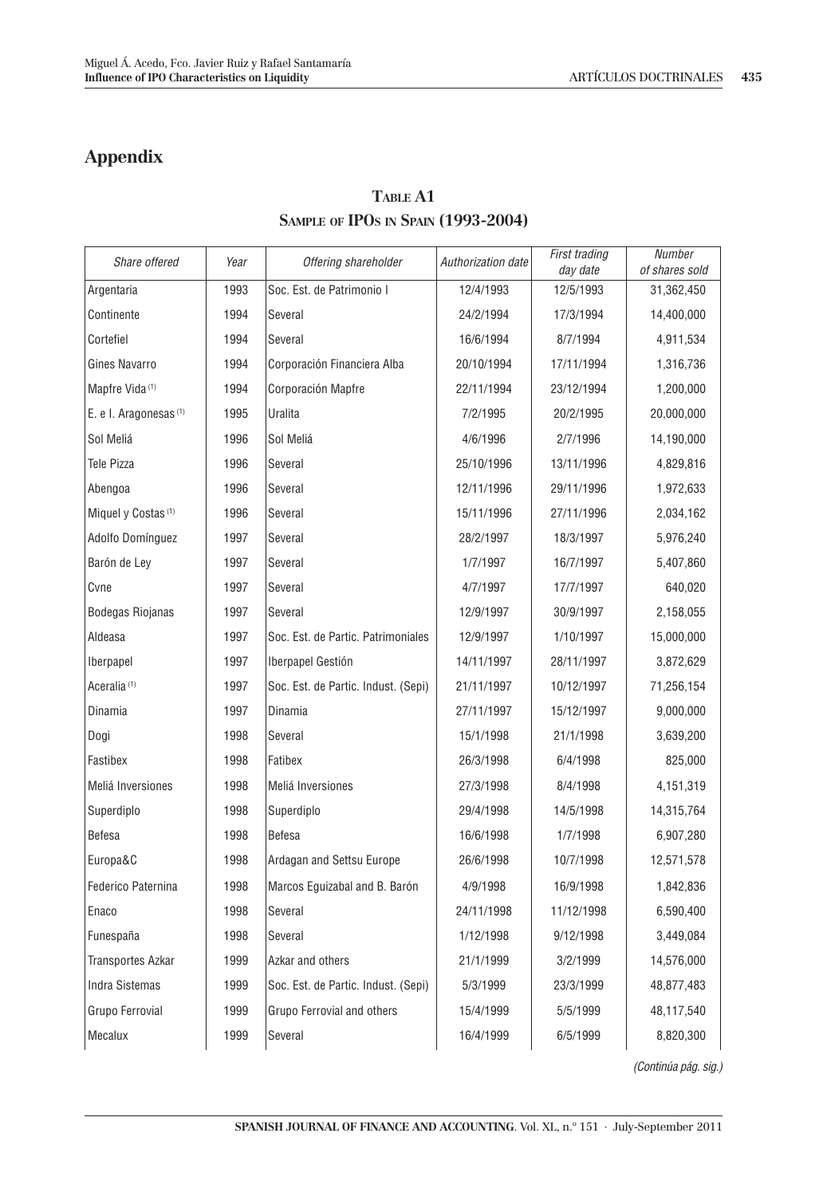## Appendix

**TABLE A1**
**SAMPLE OF IPOS IN SPAIN (1993-2004)**

| *Share offered* | *Year* | *Offering shareholder* | *Authorization date* | *First trading day date* | *Number of shares sold* |
|---|---|---|---|---|---|
| Argentaria | 1993 | Soc. Est. de Patrimonio I | 12/4/1993 | 12/5/1993 | 31,362,450 |
| Continente | 1994 | Several | 24/2/1994 | 17/3/1994 | 14,400,000 |
| Cortefiel | 1994 | Several | 16/6/1994 | 8/7/1994 | 4,911,534 |
| Gines Navarro | 1994 | Corporación Financiera Alba | 20/10/1994 | 17/11/1994 | 1,316,736 |
| Mapfre Vida [(1)] | 1994 | Corporación Mapfre | 22/11/1994 | 23/12/1994 | 1,200,000 |
| E. e I. Aragonesas [(1)] | 1995 | Uralita | 7/2/1995 | 20/2/1995 | 20,000,000 |
| Sol Meliá | 1996 | Sol Meliá | 4/6/1996 | 2/7/1996 | 14,190,000 |
| Tele Pizza | 1996 | Several | 25/10/1996 | 13/11/1996 | 4,829,816 |
| Abengoa | 1996 | Several | 12/11/1996 | 29/11/1996 | 1,972,633 |
| Miquel y Costas [(1)] | 1996 | Several | 15/11/1996 | 27/11/1996 | 2,034,162 |
| Adolfo Domínguez | 1997 | Several | 28/2/1997 | 18/3/1997 | 5,976,240 |
| Barón de Ley | 1997 | Several | 1/7/1997 | 16/7/1997 | 5,407,860 |
| Cvne | 1997 | Several | 4/7/1997 | 17/7/1997 | 640,020 |
| Bodegas Riojanas | 1997 | Several | 12/9/1997 | 30/9/1997 | 2,158,055 |
| Aldeasa | 1997 | Soc. Est. de Partic. Patrimoniales | 12/9/1997 | 1/10/1997 | 15,000,000 |
| Iberpapel | 1997 | Iberpapel Gestión | 14/11/1997 | 28/11/1997 | 3,872,629 |
| Aceralia [(1)] | 1997 | Soc. Est. de Partic. Indust. (Sepi) | 21/11/1997 | 10/12/1997 | 71,256,154 |
| Dinamia | 1997 | Dinamia | 27/11/1997 | 15/12/1997 | 9,000,000 |
| Dogi | 1998 | Several | 15/1/1998 | 21/1/1998 | 3,639,200 |
| Fastibex | 1998 | Fatibex | 26/3/1998 | 6/4/1998 | 825,000 |
| Meliá Inversiones | 1998 | Meliá Inversiones | 27/3/1998 | 8/4/1998 | 4,151,319 |
| Superdiplo | 1998 | Superdiplo | 29/4/1998 | 14/5/1998 | 14,315,764 |
| Befesa | 1998 | Befesa | 16/6/1998 | 1/7/1998 | 6,907,280 |
| Europa&C | 1998 | Ardagan and Settsu Europe | 26/6/1998 | 10/7/1998 | 12,571,578 |
| Federico Paternina | 1998 | Marcos Eguizabal and B. Barón | 4/9/1998 | 16/9/1998 | 1,842,836 |
| Enaco | 1998 | Several | 24/11/1998 | 11/12/1998 | 6,590,400 |
| Funespaña | 1998 | Several | 1/12/1998 | 9/12/1998 | 3,449,084 |
| Transportes Azkar | 1999 | Azkar and others | 21/1/1999 | 3/2/1999 | 14,576,000 |
| Indra Sistemas | 1999 | Soc. Est. de Partic. Indust. (Sepi) | 5/3/1999 | 23/3/1999 | 48,877,483 |
| Grupo Ferrovial | 1999 | Grupo Ferrovial and others | 15/4/1999 | 5/5/1999 | 48,117,540 |
| Mecalux | 1999 | Several | 16/4/1999 | 6/5/1999 | 8,820,300 |

*(Continúa pág. sig.)*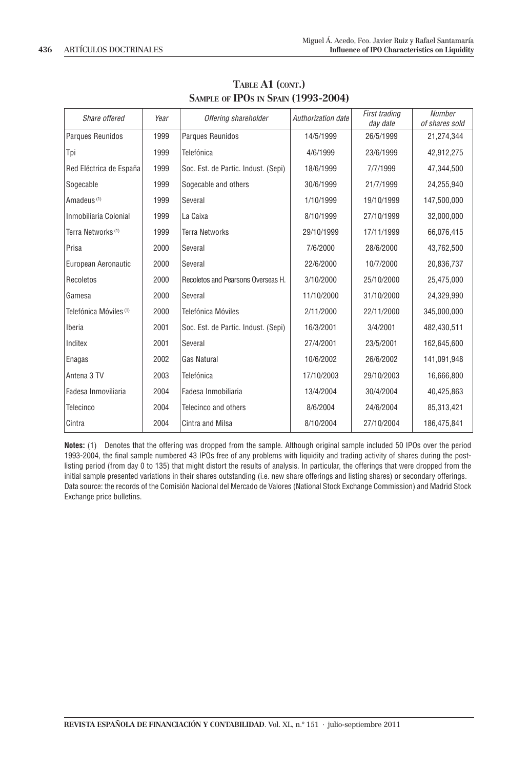**Table A1 (cont.)**
**Sample of IPOs in Spain (1993-2004)**

| *Share offered* | *Year* | *Offering shareholder* | *Authorization date* | *First trading day date* | *Number of shares sold* |
|---|---|---|---|---|---|
| Parques Reunidos | 1999 | Parques Reunidos | 14/5/1999 | 26/5/1999 | 21,274,344 |
| Tpi | 1999 | Telefónica | 4/6/1999 | 23/6/1999 | 42,912,275 |
| Red Eléctrica de España | 1999 | Soc. Est. de Partic. Indust. (Sepi) | 18/6/1999 | 7/7/1999 | 47,344,500 |
| Sogecable | 1999 | Sogecable and others | 30/6/1999 | 21/7/1999 | 24,255,940 |
| Amadeus (1) | 1999 | Several | 1/10/1999 | 19/10/1999 | 147,500,000 |
| Inmobiliaria Colonial | 1999 | La Caixa | 8/10/1999 | 27/10/1999 | 32,000,000 |
| Terra Networks (1) | 1999 | Terra Networks | 29/10/1999 | 17/11/1999 | 66,076,415 |
| Prisa | 2000 | Several | 7/6/2000 | 28/6/2000 | 43,762,500 |
| European Aeronautic | 2000 | Several | 22/6/2000 | 10/7/2000 | 20,836,737 |
| Recoletos | 2000 | Recoletos and Pearsons Overseas H. | 3/10/2000 | 25/10/2000 | 25,475,000 |
| Gamesa | 2000 | Several | 11/10/2000 | 31/10/2000 | 24,329,990 |
| Telefónica Móviles (1) | 2000 | Telefónica Móviles | 2/11/2000 | 22/11/2000 | 345,000,000 |
| Iberia | 2001 | Soc. Est. de Partic. Indust. (Sepi) | 16/3/2001 | 3/4/2001 | 482,430,511 |
| Inditex | 2001 | Several | 27/4/2001 | 23/5/2001 | 162,645,600 |
| Enagas | 2002 | Gas Natural | 10/6/2002 | 26/6/2002 | 141,091,948 |
| Antena 3 TV | 2003 | Telefónica | 17/10/2003 | 29/10/2003 | 16,666,800 |
| Fadesa Inmoviliaria | 2004 | Fadesa Inmobiliaria | 13/4/2004 | 30/4/2004 | 40,425,863 |
| Telecinco | 2004 | Telecinco and others | 8/6/2004 | 24/6/2004 | 85,313,421 |
| Cintra | 2004 | Cintra and Milsa | 8/10/2004 | 27/10/2004 | 186,475,841 |

**Notes:** (1) Denotes that the offering was dropped from the sample. Although original sample included 50 IPOs over the period 1993-2004, the final sample numbered 43 IPOs free of any problems with liquidity and trading activity of shares during the post-listing period (from day 0 to 135) that might distort the results of analysis. In particular, the offerings that were dropped from the initial sample presented variations in their shares outstanding (i.e. new share offerings and listing shares) or secondary offerings.
Data source: the records of the Comisión Nacional del Mercado de Valores (National Stock Exchange Commission) and Madrid Stock Exchange price bulletins.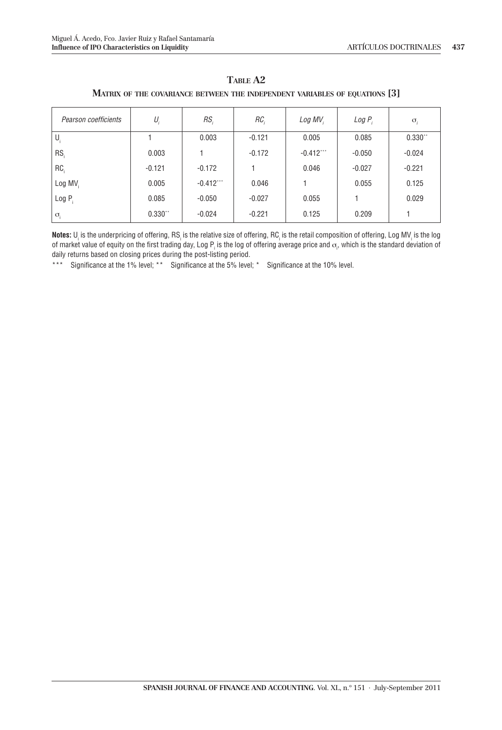## Table A2

### Matrix of the covariance between the independent variables of equations [3]

| *Pearson coefficients* | $U_i$ | $RS_i$ | $RC_i$ | $Log\ MV_i$ | $Log\ P_i$ | $\sigma_i$ |
|---|---|---|---|---|---|---|
| $U_i$ | 1 | 0.003 | -0.121 | 0.005 | 0.085 | 0.330** |
| $RS_i$ | 0.003 | 1 | -0.172 | -0.412*** | -0.050 | -0.024 |
| $RC_i$ | -0.121 | -0.172 | 1 | 0.046 | -0.027 | -0.221 |
| $Log\ MV_i$ | 0.005 | -0.412*** | 0.046 | 1 | 0.055 | 0.125 |
| $Log\ P_i$ | 0.085 | -0.050 | -0.027 | 0.055 | 1 | 0.029 |
| $\sigma_i$ | 0.330** | -0.024 | -0.221 | 0.125 | 0.209 | 1 |

**Notes:** $U_i$ is the underpricing of offering, $RS_i$ is the relative size of offering, $RC_i$ is the retail composition of offering, Log $MV_i$ is the log of market value of equity on the first trading day, Log $P_i$ is the log of offering average price and $\sigma_i$, which is the standard deviation of daily returns based on closing prices during the post-listing period.

\*\*\* Significance at the 1% level; \*\* Significance at the 5% level; \* Significance at the 10% level.